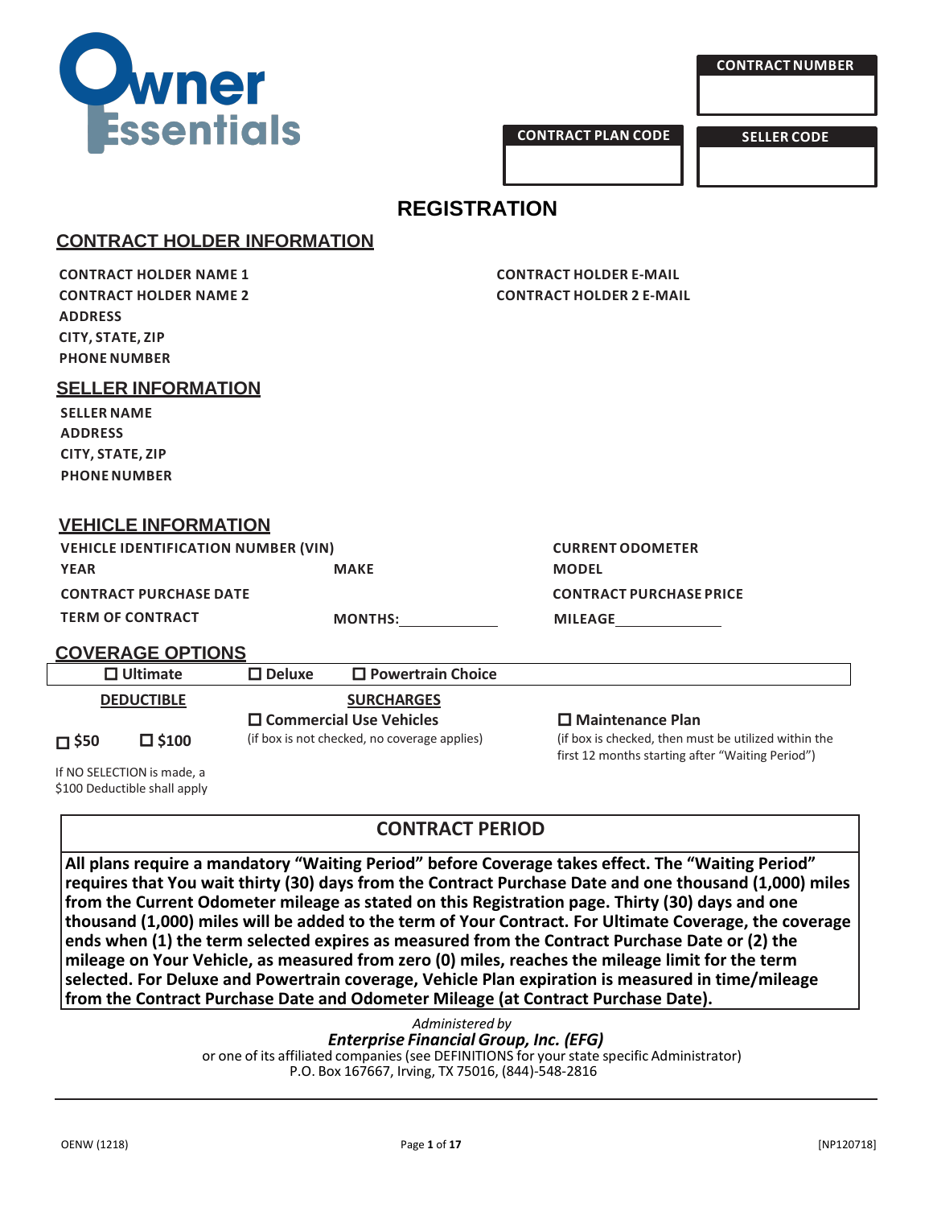# Owner Essentials

| CONTRACT NUMBER |
| --- |
| |

| CONTRACT PLAN CODE | SELLER CODE |
| --- | --- |
| | |

## REGISTRATION

### CONTRACT HOLDER INFORMATION

**CONTRACT HOLDER NAME 1**
**CONTRACT HOLDER NAME 2**
**ADDRESS**
**CITY, STATE, ZIP**
**PHONE NUMBER**

**CONTRACT HOLDER E-MAIL**
**CONTRACT HOLDER 2 E-MAIL**

### SELLER INFORMATION

**SELLER NAME**
**ADDRESS**
**CITY, STATE, ZIP**
**PHONE NUMBER**

### VEHICLE INFORMATION

**VEHICLE IDENTIFICATION NUMBER (VIN)**
**CURRENT ODOMETER**
**YEAR** **MAKE** **MODEL**
**CONTRACT PURCHASE DATE**
**CONTRACT PURCHASE PRICE**
**TERM OF CONTRACT** **MONTHS:** ____________ **MILEAGE** ____________

### COVERAGE OPTIONS

☐ **Ultimate** ☐ **Deluxe** ☐ **Powertrain Choice**

**DEDUCTIBLE**

☐ **$50** ☐ **$100**

If NO SELECTION is made, a $100 Deductible shall apply

**SURCHARGES**

☐ **Commercial Use Vehicles**
(if box is not checked, no coverage applies)

☐ **Maintenance Plan**
(if box is checked, then must be utilized within the first 12 months starting after "Waiting Period")

### CONTRACT PERIOD

**All plans require a mandatory "Waiting Period" before Coverage takes effect. The "Waiting Period" requires that You wait thirty (30) days from the Contract Purchase Date and one thousand (1,000) miles from the Current Odometer mileage as stated on this Registration page. Thirty (30) days and one thousand (1,000) miles will be added to the term of Your Contract. For Ultimate Coverage, the coverage ends when (1) the term selected expires as measured from the Contract Purchase Date or (2) the mileage on Your Vehicle, as measured from zero (0) miles, reaches the mileage limit for the term selected. For Deluxe and Powertrain coverage, Vehicle Plan expiration is measured in time/mileage from the Contract Purchase Date and Odometer Mileage (at Contract Purchase Date).**

*Administered by*
***Enterprise Financial Group, Inc. (EFG)***
or one of its affiliated companies (see DEFINITIONS for your state specific Administrator)
P.O. Box 167667, Irving, TX 75016, (844)-548-2816

OENW (1218) [NP120718]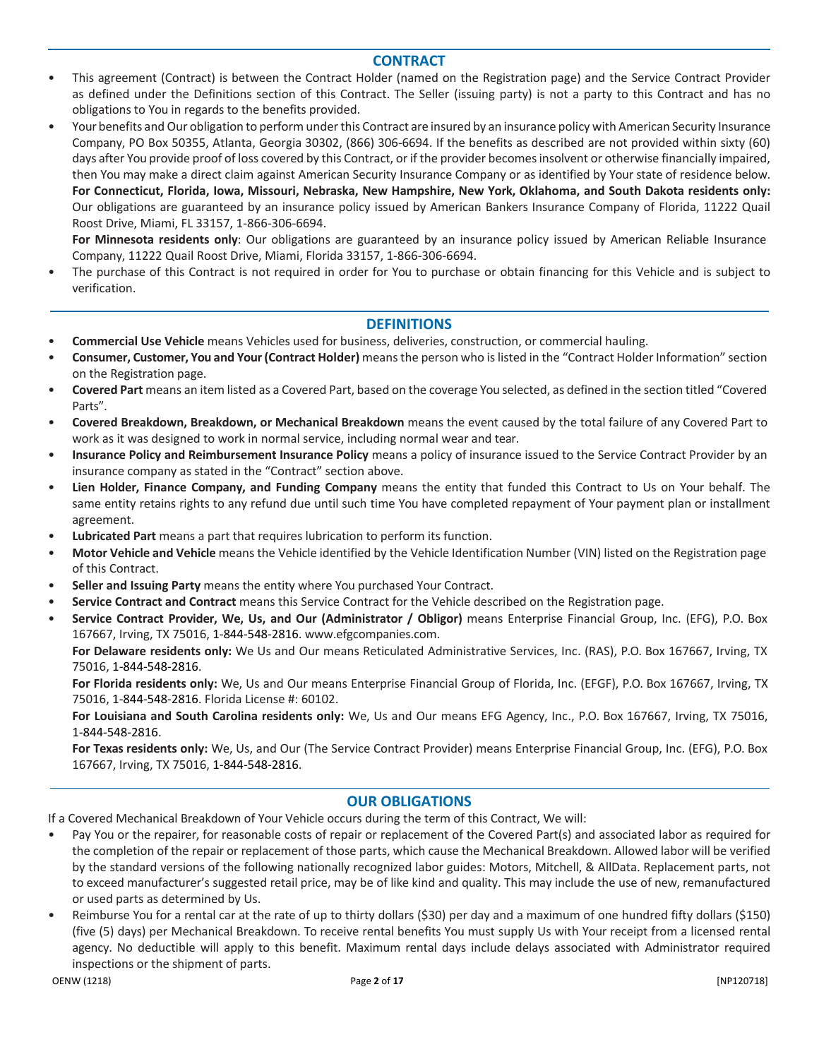## CONTRACT

- This agreement (Contract) is between the Contract Holder (named on the Registration page) and the Service Contract Provider as defined under the Definitions section of this Contract. The Seller (issuing party) is not a party to this Contract and has no obligations to You in regards to the benefits provided.
- Your benefits and Our obligation to perform under this Contract are insured by an insurance policy with American Security Insurance Company, PO Box 50355, Atlanta, Georgia 30302, (866) 306-6694. If the benefits as described are not provided within sixty (60) days after You provide proof of loss covered by this Contract, or if the provider becomes insolvent or otherwise financially impaired, then You may make a direct claim against American Security Insurance Company or as identified by Your state of residence below.
  **For Connecticut, Florida, Iowa, Missouri, Nebraska, New Hampshire, New York, Oklahoma, and South Dakota residents only:** Our obligations are guaranteed by an insurance policy issued by American Bankers Insurance Company of Florida, 11222 Quail Roost Drive, Miami, FL 33157, 1-866-306-6694.
  **For Minnesota residents only**: Our obligations are guaranteed by an insurance policy issued by American Reliable Insurance Company, 11222 Quail Roost Drive, Miami, Florida 33157, 1-866-306-6694.
- The purchase of this Contract is not required in order for You to purchase or obtain financing for this Vehicle and is subject to verification.

## DEFINITIONS

- **Commercial Use Vehicle** means Vehicles used for business, deliveries, construction, or commercial hauling.
- **Consumer, Customer, You and Your (Contract Holder)** means the person who is listed in the "Contract Holder Information" section on the Registration page.
- **Covered Part** means an item listed as a Covered Part, based on the coverage You selected, as defined in the section titled "Covered Parts".
- **Covered Breakdown, Breakdown, or Mechanical Breakdown** means the event caused by the total failure of any Covered Part to work as it was designed to work in normal service, including normal wear and tear.
- **Insurance Policy and Reimbursement Insurance Policy** means a policy of insurance issued to the Service Contract Provider by an insurance company as stated in the "Contract" section above.
- **Lien Holder, Finance Company, and Funding Company** means the entity that funded this Contract to Us on Your behalf. The same entity retains rights to any refund due until such time You have completed repayment of Your payment plan or installment agreement.
- **Lubricated Part** means a part that requires lubrication to perform its function.
- **Motor Vehicle and Vehicle** means the Vehicle identified by the Vehicle Identification Number (VIN) listed on the Registration page of this Contract.
- **Seller and Issuing Party** means the entity where You purchased Your Contract.
- **Service Contract and Contract** means this Service Contract for the Vehicle described on the Registration page.
- **Service Contract Provider, We, Us, and Our (Administrator / Obligor)** means Enterprise Financial Group, Inc. (EFG), P.O. Box 167667, Irving, TX 75016, 1-844-548-2816. www.efgcompanies.com.
  **For Delaware residents only:** We Us and Our means Reticulated Administrative Services, Inc. (RAS), P.O. Box 167667, Irving, TX 75016, 1-844-548-2816.
  **For Florida residents only:** We, Us and Our means Enterprise Financial Group of Florida, Inc. (EFGF), P.O. Box 167667, Irving, TX 75016, 1-844-548-2816. Florida License #: 60102.
  **For Louisiana and South Carolina residents only:** We, Us and Our means EFG Agency, Inc., P.O. Box 167667, Irving, TX 75016, 1-844-548-2816.
  **For Texas residents only:** We, Us, and Our (The Service Contract Provider) means Enterprise Financial Group, Inc. (EFG), P.O. Box 167667, Irving, TX 75016, 1-844-548-2816.

## OUR OBLIGATIONS

If a Covered Mechanical Breakdown of Your Vehicle occurs during the term of this Contract, We will:

- Pay You or the repairer, for reasonable costs of repair or replacement of the Covered Part(s) and associated labor as required for the completion of the repair or replacement of those parts, which cause the Mechanical Breakdown. Allowed labor will be verified by the standard versions of the following nationally recognized labor guides: Motors, Mitchell, & AllData. Replacement parts, not to exceed manufacturer's suggested retail price, may be of like kind and quality. This may include the use of new, remanufactured or used parts as determined by Us.
- Reimburse You for a rental car at the rate of up to thirty dollars ($30) per day and a maximum of one hundred fifty dollars ($150) (five (5) days) per Mechanical Breakdown. To receive rental benefits You must supply Us with Your receipt from a licensed rental agency. No deductible will apply to this benefit. Maximum rental days include delays associated with Administrator required inspections or the shipment of parts.

OENW (1218) [NP120718]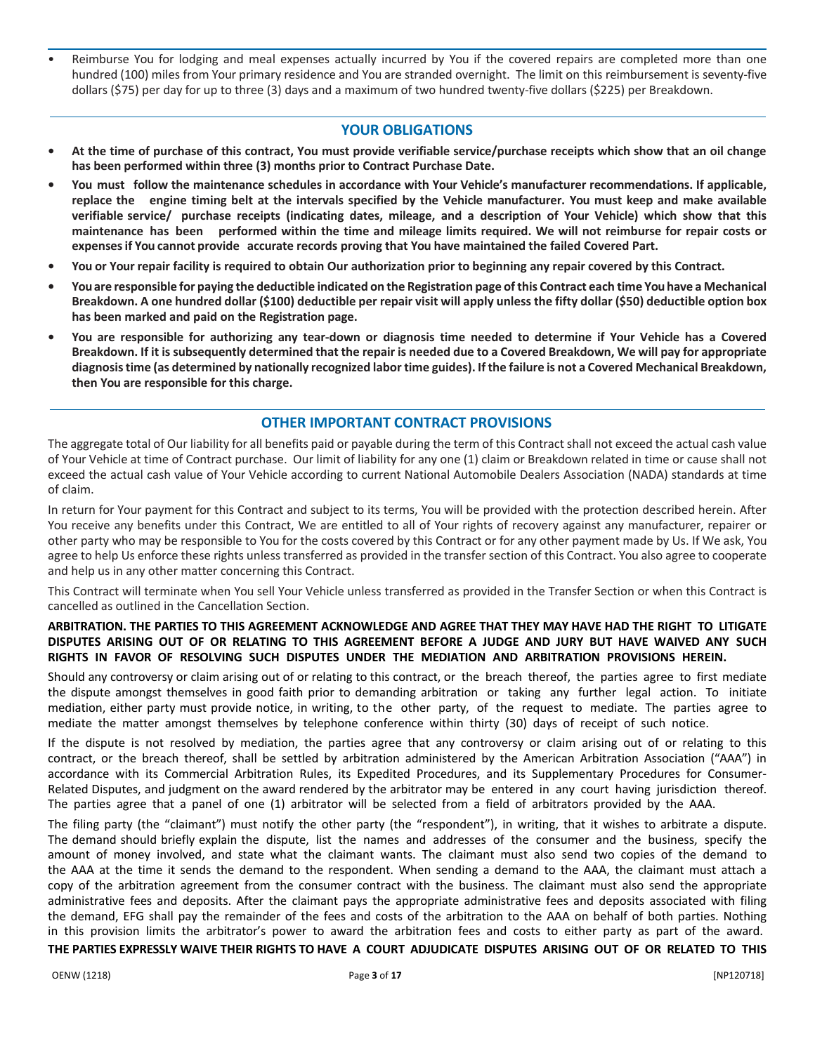- Reimburse You for lodging and meal expenses actually incurred by You if the covered repairs are completed more than one hundred (100) miles from Your primary residence and You are stranded overnight. The limit on this reimbursement is seventy-five dollars ($75) per day for up to three (3) days and a maximum of two hundred twenty-five dollars ($225) per Breakdown.

## YOUR OBLIGATIONS

- **At the time of purchase of this contract, You must provide verifiable service/purchase receipts which show that an oil change has been performed within three (3) months prior to Contract Purchase Date.**
- **You must follow the maintenance schedules in accordance with Your Vehicle's manufacturer recommendations. If applicable, replace the engine timing belt at the intervals specified by the Vehicle manufacturer. You must keep and make available verifiable service/ purchase receipts (indicating dates, mileage, and a description of Your Vehicle) which show that this maintenance has been performed within the time and mileage limits required. We will not reimburse for repair costs or expenses if You cannot provide accurate records proving that You have maintained the failed Covered Part.**
- **You or Your repair facility is required to obtain Our authorization prior to beginning any repair covered by this Contract.**
- **You are responsible for paying the deductible indicated on the Registration page of this Contract each time You have a Mechanical Breakdown. A one hundred dollar ($100) deductible per repair visit will apply unless the fifty dollar ($50) deductible option box has been marked and paid on the Registration page.**
- **You are responsible for authorizing any tear-down or diagnosis time needed to determine if Your Vehicle has a Covered Breakdown. If it is subsequently determined that the repair is needed due to a Covered Breakdown, We will pay for appropriate diagnosis time (as determined by nationally recognized labor time guides). If the failure is not a Covered Mechanical Breakdown, then You are responsible for this charge.**

## OTHER IMPORTANT CONTRACT PROVISIONS

The aggregate total of Our liability for all benefits paid or payable during the term of this Contract shall not exceed the actual cash value of Your Vehicle at time of Contract purchase. Our limit of liability for any one (1) claim or Breakdown related in time or cause shall not exceed the actual cash value of Your Vehicle according to current National Automobile Dealers Association (NADA) standards at time of claim.

In return for Your payment for this Contract and subject to its terms, You will be provided with the protection described herein. After You receive any benefits under this Contract, We are entitled to all of Your rights of recovery against any manufacturer, repairer or other party who may be responsible to You for the costs covered by this Contract or for any other payment made by Us. If We ask, You agree to help Us enforce these rights unless transferred as provided in the transfer section of this Contract. You also agree to cooperate and help us in any other matter concerning this Contract.

This Contract will terminate when You sell Your Vehicle unless transferred as provided in the Transfer Section or when this Contract is cancelled as outlined in the Cancellation Section.

**ARBITRATION. THE PARTIES TO THIS AGREEMENT ACKNOWLEDGE AND AGREE THAT THEY MAY HAVE HAD THE RIGHT TO LITIGATE DISPUTES ARISING OUT OF OR RELATING TO THIS AGREEMENT BEFORE A JUDGE AND JURY BUT HAVE WAIVED ANY SUCH RIGHTS IN FAVOR OF RESOLVING SUCH DISPUTES UNDER THE MEDIATION AND ARBITRATION PROVISIONS HEREIN.**

Should any controversy or claim arising out of or relating to this contract, or the breach thereof, the parties agree to first mediate the dispute amongst themselves in good faith prior to demanding arbitration or taking any further legal action. To initiate mediation, either party must provide notice, in writing, to the other party, of the request to mediate. The parties agree to mediate the matter amongst themselves by telephone conference within thirty (30) days of receipt of such notice.

If the dispute is not resolved by mediation, the parties agree that any controversy or claim arising out of or relating to this contract, or the breach thereof, shall be settled by arbitration administered by the American Arbitration Association ("AAA") in accordance with its Commercial Arbitration Rules, its Expedited Procedures, and its Supplementary Procedures for Consumer-Related Disputes, and judgment on the award rendered by the arbitrator may be entered in any court having jurisdiction thereof. The parties agree that a panel of one (1) arbitrator will be selected from a field of arbitrators provided by the AAA.

The filing party (the "claimant") must notify the other party (the "respondent"), in writing, that it wishes to arbitrate a dispute. The demand should briefly explain the dispute, list the names and addresses of the consumer and the business, specify the amount of money involved, and state what the claimant wants. The claimant must also send two copies of the demand to the AAA at the time it sends the demand to the respondent. When sending a demand to the AAA, the claimant must attach a copy of the arbitration agreement from the consumer contract with the business. The claimant must also send the appropriate administrative fees and deposits. After the claimant pays the appropriate administrative fees and deposits associated with filing the demand, EFG shall pay the remainder of the fees and costs of the arbitration to the AAA on behalf of both parties. Nothing in this provision limits the arbitrator's power to award the arbitration fees and costs to either party as part of the award.

**THE PARTIES EXPRESSLY WAIVE THEIR RIGHTS TO HAVE A COURT ADJUDICATE DISPUTES ARISING OUT OF OR RELATED TO THIS**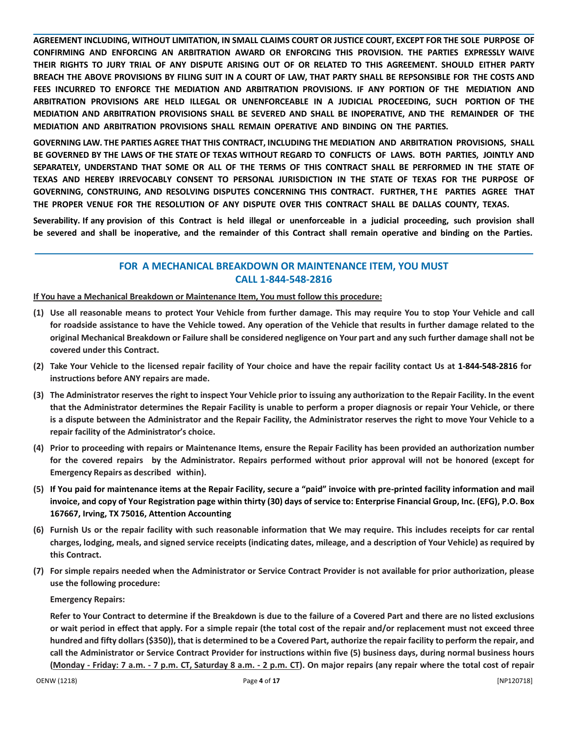**AGREEMENT INCLUDING, WITHOUT LIMITATION, IN SMALL CLAIMS COURT OR JUSTICE COURT, EXCEPT FOR THE SOLE PURPOSE OF CONFIRMING AND ENFORCING AN ARBITRATION AWARD OR ENFORCING THIS PROVISION. THE PARTIES EXPRESSLY WAIVE THEIR RIGHTS TO JURY TRIAL OF ANY DISPUTE ARISING OUT OF OR RELATED TO THIS AGREEMENT. SHOULD EITHER PARTY BREACH THE ABOVE PROVISIONS BY FILING SUIT IN A COURT OF LAW, THAT PARTY SHALL BE REPSONSIBLE FOR THE COSTS AND FEES INCURRED TO ENFORCE THE MEDIATION AND ARBITRATION PROVISIONS. IF ANY PORTION OF THE MEDIATION AND ARBITRATION PROVISIONS ARE HELD ILLEGAL OR UNENFORCEABLE IN A JUDICIAL PROCEEDING, SUCH PORTION OF THE MEDIATION AND ARBITRATION PROVISIONS SHALL BE SEVERED AND SHALL BE INOPERATIVE, AND THE REMAINDER OF THE MEDIATION AND ARBITRATION PROVISIONS SHALL REMAIN OPERATIVE AND BINDING ON THE PARTIES.**

**GOVERNING LAW. THE PARTIES AGREE THAT THIS CONTRACT, INCLUDING THE MEDIATION AND ARBITRATION PROVISIONS, SHALL BE GOVERNED BY THE LAWS OF THE STATE OF TEXAS WITHOUT REGARD TO CONFLICTS OF LAWS. BOTH PARTIES, JOINTLY AND SEPARATELY, UNDERSTAND THAT SOME OR ALL OF THE TERMS OF THIS CONTRACT SHALL BE PERFORMED IN THE STATE OF TEXAS AND HEREBY IRREVOCABLY CONSENT TO PERSONAL JURISDICTION IN THE STATE OF TEXAS FOR THE PURPOSE OF GOVERNING, CONSTRUING, AND RESOLVING DISPUTES CONCERNING THIS CONTRACT. FURTHER, THE PARTIES AGREE THAT THE PROPER VENUE FOR THE RESOLUTION OF ANY DISPUTE OVER THIS CONTRACT SHALL BE DALLAS COUNTY, TEXAS.**

**Severability. If any provision of this Contract is held illegal or unenforceable in a judicial proceeding, such provision shall be severed and shall be inoperative, and the remainder of this Contract shall remain operative and binding on the Parties.**

## FOR A MECHANICAL BREAKDOWN OR MAINTENANCE ITEM, YOU MUST CALL 1-844-548-2816

**<u>If You have a Mechanical Breakdown or Maintenance Item, You must follow this procedure:</u>**

**(1) Use all reasonable means to protect Your Vehicle from further damage. This may require You to stop Your Vehicle and call for roadside assistance to have the Vehicle towed. Any operation of the Vehicle that results in further damage related to the original Mechanical Breakdown or Failure shall be considered negligence on Your part and any such further damage shall not be covered under this Contract.**

**(2) Take Your Vehicle to the licensed repair facility of Your choice and have the repair facility contact Us at 1-844-548-2816 for instructions before ANY repairs are made.**

**(3) The Administrator reserves the right to inspect Your Vehicle prior to issuing any authorization to the Repair Facility. In the event that the Administrator determines the Repair Facility is unable to perform a proper diagnosis or repair Your Vehicle, or there is a dispute between the Administrator and the Repair Facility, the Administrator reserves the right to move Your Vehicle to a repair facility of the Administrator's choice.**

**(4) Prior to proceeding with repairs or Maintenance Items, ensure the Repair Facility has been provided an authorization number for the covered repairs by the Administrator. Repairs performed without prior approval will not be honored (except for Emergency Repairs as described within).**

**(5) If You paid for maintenance items at the Repair Facility, secure a "paid" invoice with pre-printed facility information and mail invoice, and copy of Your Registration page within thirty (30) days of service to: Enterprise Financial Group, Inc. (EFG), P.O. Box 167667, Irving, TX 75016, Attention Accounting**

**(6) Furnish Us or the repair facility with such reasonable information that We may require. This includes receipts for car rental charges, lodging, meals, and signed service receipts (indicating dates, mileage, and a description of Your Vehicle) as required by this Contract.**

**(7) For simple repairs needed when the Administrator or Service Contract Provider is not available for prior authorization, please use the following procedure:**

**Emergency Repairs:**

**Refer to Your Contract to determine if the Breakdown is due to the failure of a Covered Part and there are no listed exclusions or wait period in effect that apply. For a simple repair (the total cost of the repair and/or replacement must not exceed three hundred and fifty dollars ($350)), that is determined to be a Covered Part, authorize the repair facility to perform the repair, and call the Administrator or Service Contract Provider for instructions within five (5) business days, during normal business hours (<u>Monday - Friday: 7 a.m. - 7 p.m. CT, Saturday 8 a.m. - 2 p.m. CT</u>). On major repairs (any repair where the total cost of repair**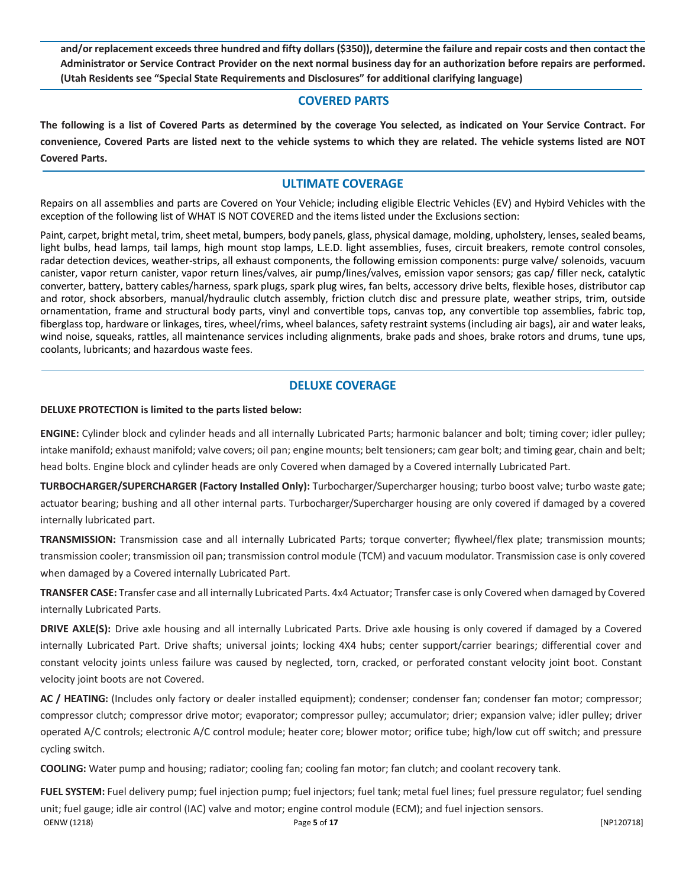**and/or replacement exceeds three hundred and fifty dollars ($350)), determine the failure and repair costs and then contact the Administrator or Service Contract Provider on the next normal business day for an authorization before repairs are performed. (Utah Residents see "Special State Requirements and Disclosures" for additional clarifying language)**

## COVERED PARTS

**The following is a list of Covered Parts as determined by the coverage You selected, as indicated on Your Service Contract. For convenience, Covered Parts are listed next to the vehicle systems to which they are related. The vehicle systems listed are NOT Covered Parts.**

## ULTIMATE COVERAGE

Repairs on all assemblies and parts are Covered on Your Vehicle; including eligible Electric Vehicles (EV) and Hybird Vehicles with the exception of the following list of WHAT IS NOT COVERED and the items listed under the Exclusions section:

Paint, carpet, bright metal, trim, sheet metal, bumpers, body panels, glass, physical damage, molding, upholstery, lenses, sealed beams, light bulbs, head lamps, tail lamps, high mount stop lamps, L.E.D. light assemblies, fuses, circuit breakers, remote control consoles, radar detection devices, weather-strips, all exhaust components, the following emission components: purge valve/ solenoids, vacuum canister, vapor return canister, vapor return lines/valves, air pump/lines/valves, emission vapor sensors; gas cap/ filler neck, catalytic converter, battery, battery cables/harness, spark plugs, spark plug wires, fan belts, accessory drive belts, flexible hoses, distributor cap and rotor, shock absorbers, manual/hydraulic clutch assembly, friction clutch disc and pressure plate, weather strips, trim, outside ornamentation, frame and structural body parts, vinyl and convertible tops, canvas top, any convertible top assemblies, fabric top, fiberglass top, hardware or linkages, tires, wheel/rims, wheel balances, safety restraint systems (including air bags), air and water leaks, wind noise, squeaks, rattles, all maintenance services including alignments, brake pads and shoes, brake rotors and drums, tune ups, coolants, lubricants; and hazardous waste fees.

## DELUXE COVERAGE

**DELUXE PROTECTION is limited to the parts listed below:**

**ENGINE:** Cylinder block and cylinder heads and all internally Lubricated Parts; harmonic balancer and bolt; timing cover; idler pulley; intake manifold; exhaust manifold; valve covers; oil pan; engine mounts; belt tensioners; cam gear bolt; and timing gear, chain and belt; head bolts. Engine block and cylinder heads are only Covered when damaged by a Covered internally Lubricated Part.

**TURBOCHARGER/SUPERCHARGER (Factory Installed Only):** Turbocharger/Supercharger housing; turbo boost valve; turbo waste gate; actuator bearing; bushing and all other internal parts. Turbocharger/Supercharger housing are only covered if damaged by a covered internally lubricated part.

**TRANSMISSION:** Transmission case and all internally Lubricated Parts; torque converter; flywheel/flex plate; transmission mounts; transmission cooler; transmission oil pan; transmission control module (TCM) and vacuum modulator. Transmission case is only covered when damaged by a Covered internally Lubricated Part.

**TRANSFER CASE:** Transfer case and all internally Lubricated Parts. 4x4 Actuator; Transfer case is only Covered when damaged by Covered internally Lubricated Parts.

**DRIVE AXLE(S):** Drive axle housing and all internally Lubricated Parts. Drive axle housing is only covered if damaged by a Covered internally Lubricated Part. Drive shafts; universal joints; locking 4X4 hubs; center support/carrier bearings; differential cover and constant velocity joints unless failure was caused by neglected, torn, cracked, or perforated constant velocity joint boot. Constant velocity joint boots are not Covered.

**AC / HEATING:** (Includes only factory or dealer installed equipment); condenser; condenser fan; condenser fan motor; compressor; compressor clutch; compressor drive motor; evaporator; compressor pulley; accumulator; drier; expansion valve; idler pulley; driver operated A/C controls; electronic A/C control module; heater core; blower motor; orifice tube; high/low cut off switch; and pressure cycling switch.

**COOLING:** Water pump and housing; radiator; cooling fan; cooling fan motor; fan clutch; and coolant recovery tank.

**FUEL SYSTEM:** Fuel delivery pump; fuel injection pump; fuel injectors; fuel tank; metal fuel lines; fuel pressure regulator; fuel sending unit; fuel gauge; idle air control (IAC) valve and motor; engine control module (ECM); and fuel injection sensors.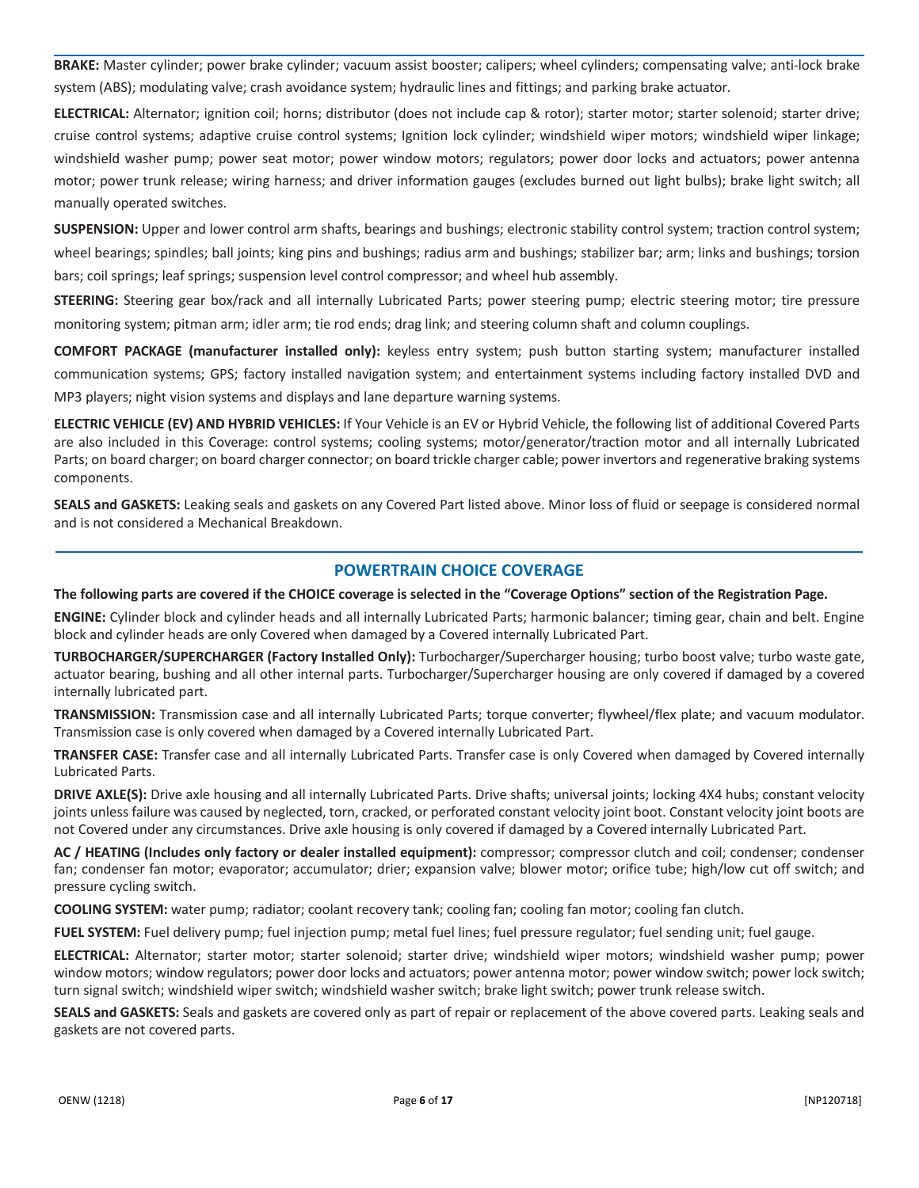**BRAKE:** Master cylinder; power brake cylinder; vacuum assist booster; calipers; wheel cylinders; compensating valve; anti-lock brake system (ABS); modulating valve; crash avoidance system; hydraulic lines and fittings; and parking brake actuator.

**ELECTRICAL:** Alternator; ignition coil; horns; distributor (does not include cap & rotor); starter motor; starter solenoid; starter drive; cruise control systems; adaptive cruise control systems; Ignition lock cylinder; windshield wiper motors; windshield wiper linkage; windshield washer pump; power seat motor; power window motors; regulators; power door locks and actuators; power antenna motor; power trunk release; wiring harness; and driver information gauges (excludes burned out light bulbs); brake light switch; all manually operated switches.

**SUSPENSION:** Upper and lower control arm shafts, bearings and bushings; electronic stability control system; traction control system; wheel bearings; spindles; ball joints; king pins and bushings; radius arm and bushings; stabilizer bar; arm; links and bushings; torsion bars; coil springs; leaf springs; suspension level control compressor; and wheel hub assembly.

**STEERING:** Steering gear box/rack and all internally Lubricated Parts; power steering pump; electric steering motor; tire pressure monitoring system; pitman arm; idler arm; tie rod ends; drag link; and steering column shaft and column couplings.

**COMFORT PACKAGE (manufacturer installed only):** keyless entry system; push button starting system; manufacturer installed communication systems; GPS; factory installed navigation system; and entertainment systems including factory installed DVD and MP3 players; night vision systems and displays and lane departure warning systems.

**ELECTRIC VEHICLE (EV) AND HYBRID VEHICLES:** If Your Vehicle is an EV or Hybrid Vehicle, the following list of additional Covered Parts are also included in this Coverage: control systems; cooling systems; motor/generator/traction motor and all internally Lubricated Parts; on board charger; on board charger connector; on board trickle charger cable; power invertors and regenerative braking systems components.

**SEALS and GASKETS:** Leaking seals and gaskets on any Covered Part listed above. Minor loss of fluid or seepage is considered normal and is not considered a Mechanical Breakdown.

## POWERTRAIN CHOICE COVERAGE

**The following parts are covered if the CHOICE coverage is selected in the "Coverage Options" section of the Registration Page.**

**ENGINE:** Cylinder block and cylinder heads and all internally Lubricated Parts; harmonic balancer; timing gear, chain and belt. Engine block and cylinder heads are only Covered when damaged by a Covered internally Lubricated Part.

**TURBOCHARGER/SUPERCHARGER (Factory Installed Only):** Turbocharger/Supercharger housing; turbo boost valve; turbo waste gate, actuator bearing, bushing and all other internal parts. Turbocharger/Supercharger housing are only covered if damaged by a covered internally lubricated part.

**TRANSMISSION:** Transmission case and all internally Lubricated Parts; torque converter; flywheel/flex plate; and vacuum modulator. Transmission case is only covered when damaged by a Covered internally Lubricated Part.

**TRANSFER CASE:** Transfer case and all internally Lubricated Parts. Transfer case is only Covered when damaged by Covered internally Lubricated Parts.

**DRIVE AXLE(S):** Drive axle housing and all internally Lubricated Parts. Drive shafts; universal joints; locking 4X4 hubs; constant velocity joints unless failure was caused by neglected, torn, cracked, or perforated constant velocity joint boot. Constant velocity joint boots are not Covered under any circumstances. Drive axle housing is only covered if damaged by a Covered internally Lubricated Part.

**AC / HEATING (Includes only factory or dealer installed equipment):** compressor; compressor clutch and coil; condenser; condenser fan; condenser fan motor; evaporator; accumulator; drier; expansion valve; blower motor; orifice tube; high/low cut off switch; and pressure cycling switch.

**COOLING SYSTEM:** water pump; radiator; coolant recovery tank; cooling fan; cooling fan motor; cooling fan clutch.

**FUEL SYSTEM:** Fuel delivery pump; fuel injection pump; metal fuel lines; fuel pressure regulator; fuel sending unit; fuel gauge.

**ELECTRICAL:** Alternator; starter motor; starter solenoid; starter drive; windshield wiper motors; windshield washer pump; power window motors; window regulators; power door locks and actuators; power antenna motor; power window switch; power lock switch; turn signal switch; windshield wiper switch; windshield washer switch; brake light switch; power trunk release switch.

**SEALS and GASKETS:** Seals and gaskets are covered only as part of repair or replacement of the above covered parts. Leaking seals and gaskets are not covered parts.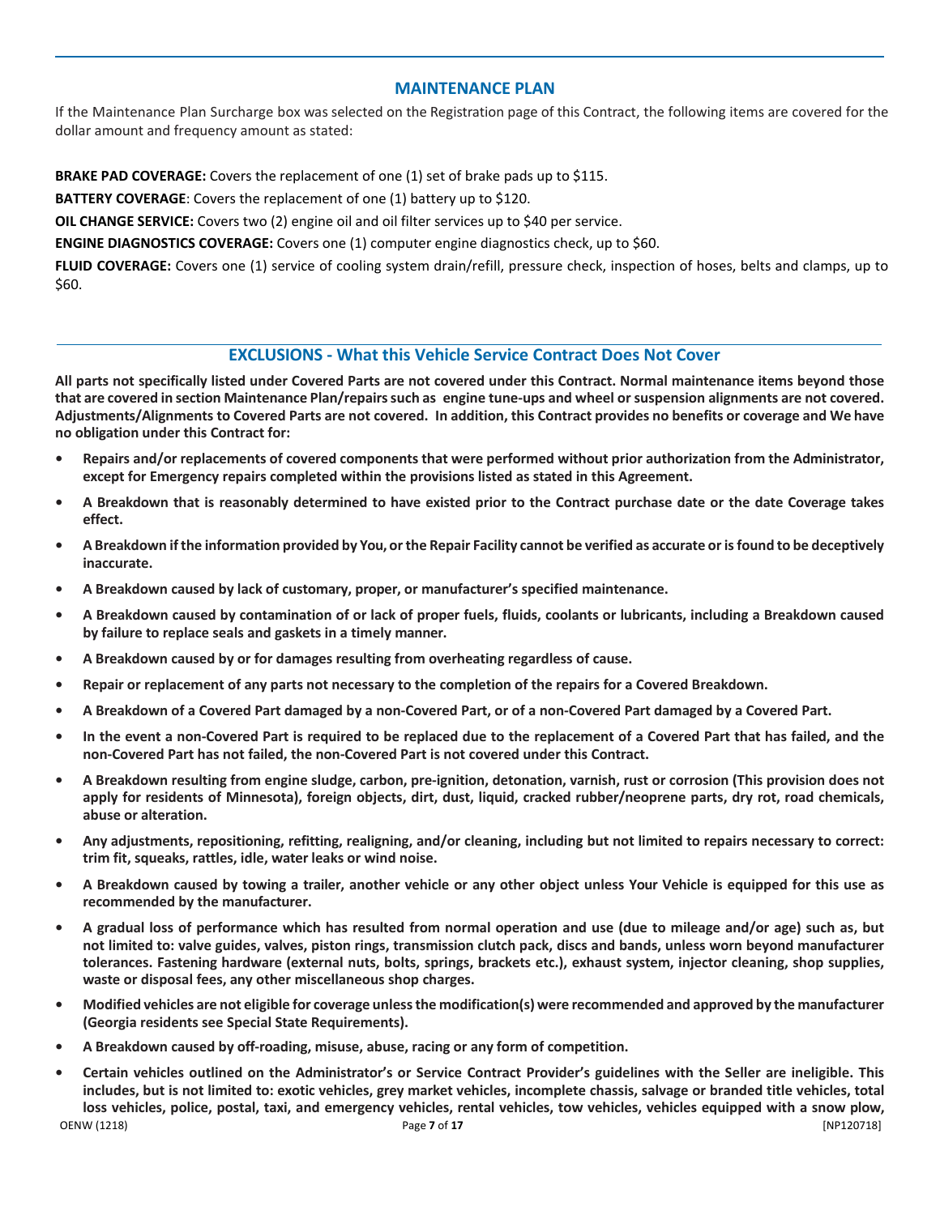## MAINTENANCE PLAN

If the Maintenance Plan Surcharge box was selected on the Registration page of this Contract, the following items are covered for the dollar amount and frequency amount as stated:

**BRAKE PAD COVERAGE:** Covers the replacement of one (1) set of brake pads up to $115.

**BATTERY COVERAGE**: Covers the replacement of one (1) battery up to $120.

**OIL CHANGE SERVICE:** Covers two (2) engine oil and oil filter services up to $40 per service.

**ENGINE DIAGNOSTICS COVERAGE:** Covers one (1) computer engine diagnostics check, up to $60.

**FLUID COVERAGE:** Covers one (1) service of cooling system drain/refill, pressure check, inspection of hoses, belts and clamps, up to $60.

## EXCLUSIONS - What this Vehicle Service Contract Does Not Cover

**All parts not specifically listed under Covered Parts are not covered under this Contract. Normal maintenance items beyond those that are covered in section Maintenance Plan/repairs such as engine tune-ups and wheel or suspension alignments are not covered. Adjustments/Alignments to Covered Parts are not covered. In addition, this Contract provides no benefits or coverage and We have no obligation under this Contract for:**

- **Repairs and/or replacements of covered components that were performed without prior authorization from the Administrator, except for Emergency repairs completed within the provisions listed as stated in this Agreement.**
- **A Breakdown that is reasonably determined to have existed prior to the Contract purchase date or the date Coverage takes effect.**
- **A Breakdown if the information provided by You, or the Repair Facility cannot be verified as accurate or is found to be deceptively inaccurate.**
- **A Breakdown caused by lack of customary, proper, or manufacturer's specified maintenance.**
- **A Breakdown caused by contamination of or lack of proper fuels, fluids, coolants or lubricants, including a Breakdown caused by failure to replace seals and gaskets in a timely manner.**
- **A Breakdown caused by or for damages resulting from overheating regardless of cause.**
- **Repair or replacement of any parts not necessary to the completion of the repairs for a Covered Breakdown.**
- **A Breakdown of a Covered Part damaged by a non-Covered Part, or of a non-Covered Part damaged by a Covered Part.**
- **In the event a non-Covered Part is required to be replaced due to the replacement of a Covered Part that has failed, and the non-Covered Part has not failed, the non-Covered Part is not covered under this Contract.**
- **A Breakdown resulting from engine sludge, carbon, pre-ignition, detonation, varnish, rust or corrosion (This provision does not apply for residents of Minnesota), foreign objects, dirt, dust, liquid, cracked rubber/neoprene parts, dry rot, road chemicals, abuse or alteration.**
- **Any adjustments, repositioning, refitting, realigning, and/or cleaning, including but not limited to repairs necessary to correct: trim fit, squeaks, rattles, idle, water leaks or wind noise.**
- **A Breakdown caused by towing a trailer, another vehicle or any other object unless Your Vehicle is equipped for this use as recommended by the manufacturer.**
- **A gradual loss of performance which has resulted from normal operation and use (due to mileage and/or age) such as, but not limited to: valve guides, valves, piston rings, transmission clutch pack, discs and bands, unless worn beyond manufacturer tolerances. Fastening hardware (external nuts, bolts, springs, brackets etc.), exhaust system, injector cleaning, shop supplies, waste or disposal fees, any other miscellaneous shop charges.**
- **Modified vehicles are not eligible for coverage unless the modification(s) were recommended and approved by the manufacturer (Georgia residents see Special State Requirements).**
- **A Breakdown caused by off-roading, misuse, abuse, racing or any form of competition.**
- **Certain vehicles outlined on the Administrator's or Service Contract Provider's guidelines with the Seller are ineligible. This includes, but is not limited to: exotic vehicles, grey market vehicles, incomplete chassis, salvage or branded title vehicles, total loss vehicles, police, postal, taxi, and emergency vehicles, rental vehicles, tow vehicles, vehicles equipped with a snow plow,**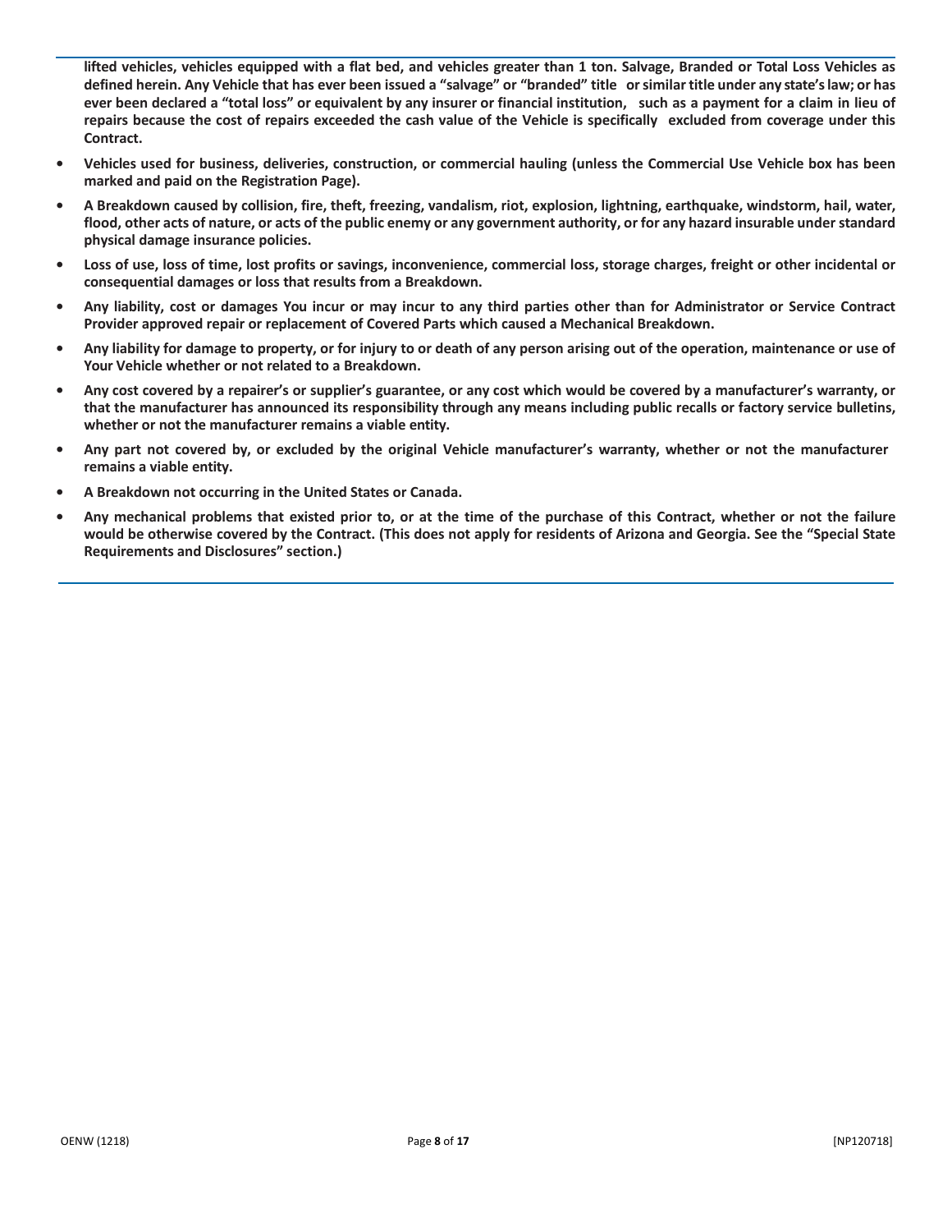**lifted vehicles, vehicles equipped with a flat bed, and vehicles greater than 1 ton. Salvage, Branded or Total Loss Vehicles as defined herein. Any Vehicle that has ever been issued a "salvage" or "branded" title or similar title under any state's law; or has ever been declared a "total loss" or equivalent by any insurer or financial institution, such as a payment for a claim in lieu of repairs because the cost of repairs exceeded the cash value of the Vehicle is specifically excluded from coverage under this Contract.**

- **Vehicles used for business, deliveries, construction, or commercial hauling (unless the Commercial Use Vehicle box has been marked and paid on the Registration Page).**
- **A Breakdown caused by collision, fire, theft, freezing, vandalism, riot, explosion, lightning, earthquake, windstorm, hail, water, flood, other acts of nature, or acts of the public enemy or any government authority, or for any hazard insurable under standard physical damage insurance policies.**
- **Loss of use, loss of time, lost profits or savings, inconvenience, commercial loss, storage charges, freight or other incidental or consequential damages or loss that results from a Breakdown.**
- **Any liability, cost or damages You incur or may incur to any third parties other than for Administrator or Service Contract Provider approved repair or replacement of Covered Parts which caused a Mechanical Breakdown.**
- **Any liability for damage to property, or for injury to or death of any person arising out of the operation, maintenance or use of Your Vehicle whether or not related to a Breakdown.**
- **Any cost covered by a repairer's or supplier's guarantee, or any cost which would be covered by a manufacturer's warranty, or that the manufacturer has announced its responsibility through any means including public recalls or factory service bulletins, whether or not the manufacturer remains a viable entity.**
- **Any part not covered by, or excluded by the original Vehicle manufacturer's warranty, whether or not the manufacturer remains a viable entity.**
- **A Breakdown not occurring in the United States or Canada.**
- **Any mechanical problems that existed prior to, or at the time of the purchase of this Contract, whether or not the failure would be otherwise covered by the Contract. (This does not apply for residents of Arizona and Georgia. See the "Special State Requirements and Disclosures" section.)**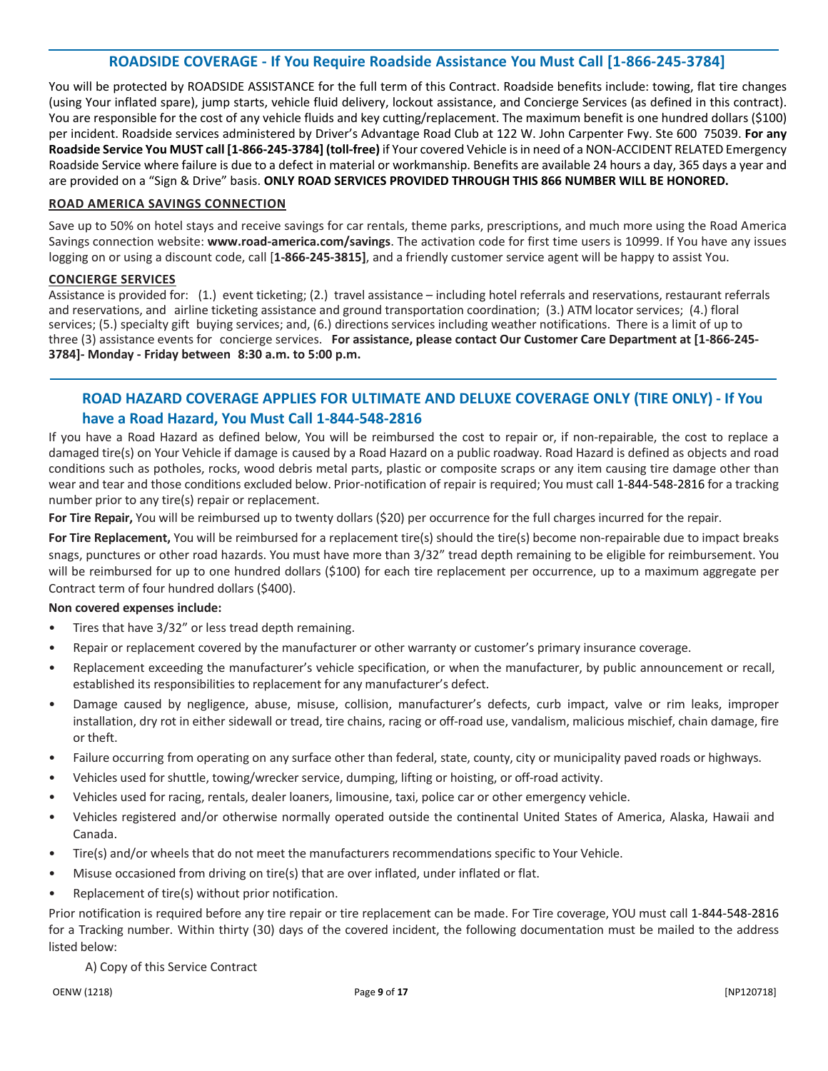## ROADSIDE COVERAGE - If You Require Roadside Assistance You Must Call [1-866-245-3784]

You will be protected by ROADSIDE ASSISTANCE for the full term of this Contract. Roadside benefits include: towing, flat tire changes (using Your inflated spare), jump starts, vehicle fluid delivery, lockout assistance, and Concierge Services (as defined in this contract). You are responsible for the cost of any vehicle fluids and key cutting/replacement. The maximum benefit is one hundred dollars ($100) per incident. Roadside services administered by Driver's Advantage Road Club at 122 W. John Carpenter Fwy. Ste 600 75039. **For any Roadside Service You MUST call [1-866-245-3784] (toll-free)** if Your covered Vehicle is in need of a NON-ACCIDENT RELATED Emergency Roadside Service where failure is due to a defect in material or workmanship. Benefits are available 24 hours a day, 365 days a year and are provided on a "Sign & Drive" basis. **ONLY ROAD SERVICES PROVIDED THROUGH THIS 866 NUMBER WILL BE HONORED.**

### ROAD AMERICA SAVINGS CONNECTION

Save up to 50% on hotel stays and receive savings for car rentals, theme parks, prescriptions, and much more using the Road America Savings connection website: **www.road-america.com/savings**. The activation code for first time users is 10999. If You have any issues logging on or using a discount code, call [**1-866-245-3815]**, and a friendly customer service agent will be happy to assist You.

### CONCIERGE SERVICES

Assistance is provided for: (1.) event ticketing; (2.) travel assistance – including hotel referrals and reservations, restaurant referrals and reservations, and airline ticketing assistance and ground transportation coordination; (3.) ATM locator services; (4.) floral services; (5.) specialty gift buying services; and, (6.) directions services including weather notifications. There is a limit of up to three (3) assistance events for concierge services. **For assistance, please contact Our Customer Care Department at [1-866-245-3784]- Monday - Friday between 8:30 a.m. to 5:00 p.m.**

## ROAD HAZARD COVERAGE APPLIES FOR ULTIMATE AND DELUXE COVERAGE ONLY (TIRE ONLY) - If You have a Road Hazard, You Must Call 1-844-548-2816

If you have a Road Hazard as defined below, You will be reimbursed the cost to repair or, if non-repairable, the cost to replace a damaged tire(s) on Your Vehicle if damage is caused by a Road Hazard on a public roadway. Road Hazard is defined as objects and road conditions such as potholes, rocks, wood debris metal parts, plastic or composite scraps or any item causing tire damage other than wear and tear and those conditions excluded below. Prior-notification of repair is required; You must call 1-844-548-2816 for a tracking number prior to any tire(s) repair or replacement.

**For Tire Repair,** You will be reimbursed up to twenty dollars ($20) per occurrence for the full charges incurred for the repair.

**For Tire Replacement,** You will be reimbursed for a replacement tire(s) should the tire(s) become non-repairable due to impact breaks snags, punctures or other road hazards. You must have more than 3/32" tread depth remaining to be eligible for reimbursement. You will be reimbursed for up to one hundred dollars ($100) for each tire replacement per occurrence, up to a maximum aggregate per Contract term of four hundred dollars ($400).

**Non covered expenses include:**

- Tires that have 3/32" or less tread depth remaining.
- Repair or replacement covered by the manufacturer or other warranty or customer's primary insurance coverage.
- Replacement exceeding the manufacturer's vehicle specification, or when the manufacturer, by public announcement or recall, established its responsibilities to replacement for any manufacturer's defect.
- Damage caused by negligence, abuse, misuse, collision, manufacturer's defects, curb impact, valve or rim leaks, improper installation, dry rot in either sidewall or tread, tire chains, racing or off-road use, vandalism, malicious mischief, chain damage, fire or theft.
- Failure occurring from operating on any surface other than federal, state, county, city or municipality paved roads or highways.
- Vehicles used for shuttle, towing/wrecker service, dumping, lifting or hoisting, or off-road activity.
- Vehicles used for racing, rentals, dealer loaners, limousine, taxi, police car or other emergency vehicle.
- Vehicles registered and/or otherwise normally operated outside the continental United States of America, Alaska, Hawaii and Canada.
- Tire(s) and/or wheels that do not meet the manufacturers recommendations specific to Your Vehicle.
- Misuse occasioned from driving on tire(s) that are over inflated, under inflated or flat.
- Replacement of tire(s) without prior notification.

Prior notification is required before any tire repair or tire replacement can be made. For Tire coverage, YOU must call 1-844-548-2816 for a Tracking number. Within thirty (30) days of the covered incident, the following documentation must be mailed to the address listed below:

A) Copy of this Service Contract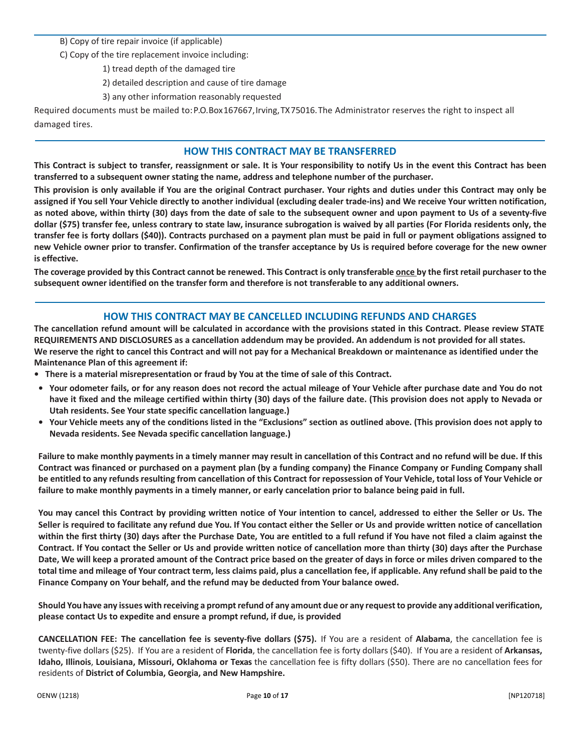B) Copy of tire repair invoice (if applicable)

C) Copy of the tire replacement invoice including:

1) tread depth of the damaged tire

2) detailed description and cause of tire damage

3) any other information reasonably requested

Required documents must be mailed to: P.O.Box 167667, Irving, TX 75016. The Administrator reserves the right to inspect all damaged tires.

## HOW THIS CONTRACT MAY BE TRANSFERRED

**This Contract is subject to transfer, reassignment or sale. It is Your responsibility to notify Us in the event this Contract has been transferred to a subsequent owner stating the name, address and telephone number of the purchaser.**

**This provision is only available if You are the original Contract purchaser. Your rights and duties under this Contract may only be assigned if You sell Your Vehicle directly to another individual (excluding dealer trade-ins) and We receive Your written notification, as noted above, within thirty (30) days from the date of sale to the subsequent owner and upon payment to Us of a seventy-five dollar ($75) transfer fee, unless contrary to state law, insurance subrogation is waived by all parties (For Florida residents only, the transfer fee is forty dollars ($40)). Contracts purchased on a payment plan must be paid in full or payment obligations assigned to new Vehicle owner prior to transfer. Confirmation of the transfer acceptance by Us is required before coverage for the new owner is effective.**

**The coverage provided by this Contract cannot be renewed. This Contract is only transferable <u>once</u> by the first retail purchaser to the subsequent owner identified on the transfer form and therefore is not transferable to any additional owners.**

## HOW THIS CONTRACT MAY BE CANCELLED INCLUDING REFUNDS AND CHARGES

**The cancellation refund amount will be calculated in accordance with the provisions stated in this Contract. Please review STATE REQUIREMENTS AND DISCLOSURES as a cancellation addendum may be provided. An addendum is not provided for all states. We reserve the right to cancel this Contract and will not pay for a Mechanical Breakdown or maintenance as identified under the Maintenance Plan of this agreement if:**

- **There is a material misrepresentation or fraud by You at the time of sale of this Contract.**
- **Your odometer fails, or for any reason does not record the actual mileage of Your Vehicle after purchase date and You do not have it fixed and the mileage certified within thirty (30) days of the failure date. (This provision does not apply to Nevada or Utah residents. See Your state specific cancellation language.)**
- **Your Vehicle meets any of the conditions listed in the "Exclusions" section as outlined above. (This provision does not apply to Nevada residents. See Nevada specific cancellation language.)**

**Failure to make monthly payments in a timely manner may result in cancellation of this Contract and no refund will be due. If this Contract was financed or purchased on a payment plan (by a funding company) the Finance Company or Funding Company shall be entitled to any refunds resulting from cancellation of this Contract for repossession of Your Vehicle, total loss of Your Vehicle or failure to make monthly payments in a timely manner, or early cancelation prior to balance being paid in full.**

**You may cancel this Contract by providing written notice of Your intention to cancel, addressed to either the Seller or Us. The Seller is required to facilitate any refund due You. If You contact either the Seller or Us and provide written notice of cancellation within the first thirty (30) days after the Purchase Date, You are entitled to a full refund if You have not filed a claim against the Contract. If You contact the Seller or Us and provide written notice of cancellation more than thirty (30) days after the Purchase Date, We will keep a prorated amount of the Contract price based on the greater of days in force or miles driven compared to the total time and mileage of Your contract term, less claims paid, plus a cancellation fee, if applicable. Any refund shall be paid to the Finance Company on Your behalf, and the refund may be deducted from Your balance owed.**

**Should You have any issues with receiving a prompt refund of any amount due or any request to provide any additional verification, please contact Us to expedite and ensure a prompt refund, if due, is provided**

**CANCELLATION FEE: The cancellation fee is seventy-five dollars ($75).** If You are a resident of **Alabama**, the cancellation fee is twenty-five dollars ($25). If You are a resident of **Florida**, the cancellation fee is forty dollars ($40). If You are a resident of **Arkansas, Idaho, Illinois**, **Louisiana, Missouri, Oklahoma or Texas** the cancellation fee is fifty dollars ($50). There are no cancellation fees for residents of **District of Columbia, Georgia, and New Hampshire.**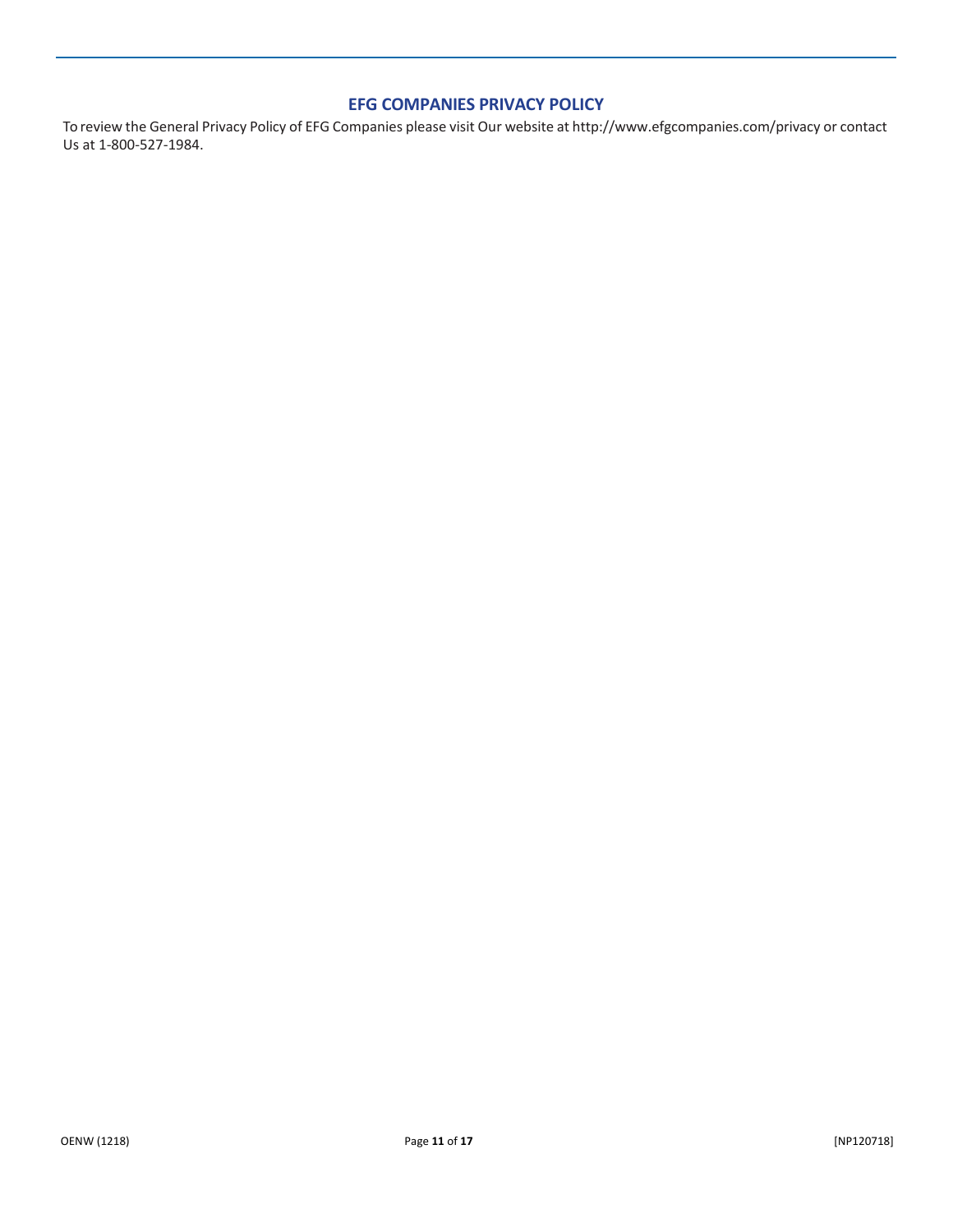## EFG COMPANIES PRIVACY POLICY

To review the General Privacy Policy of EFG Companies please visit Our website at http://www.efgcompanies.com/privacy or contact Us at 1-800-527-1984.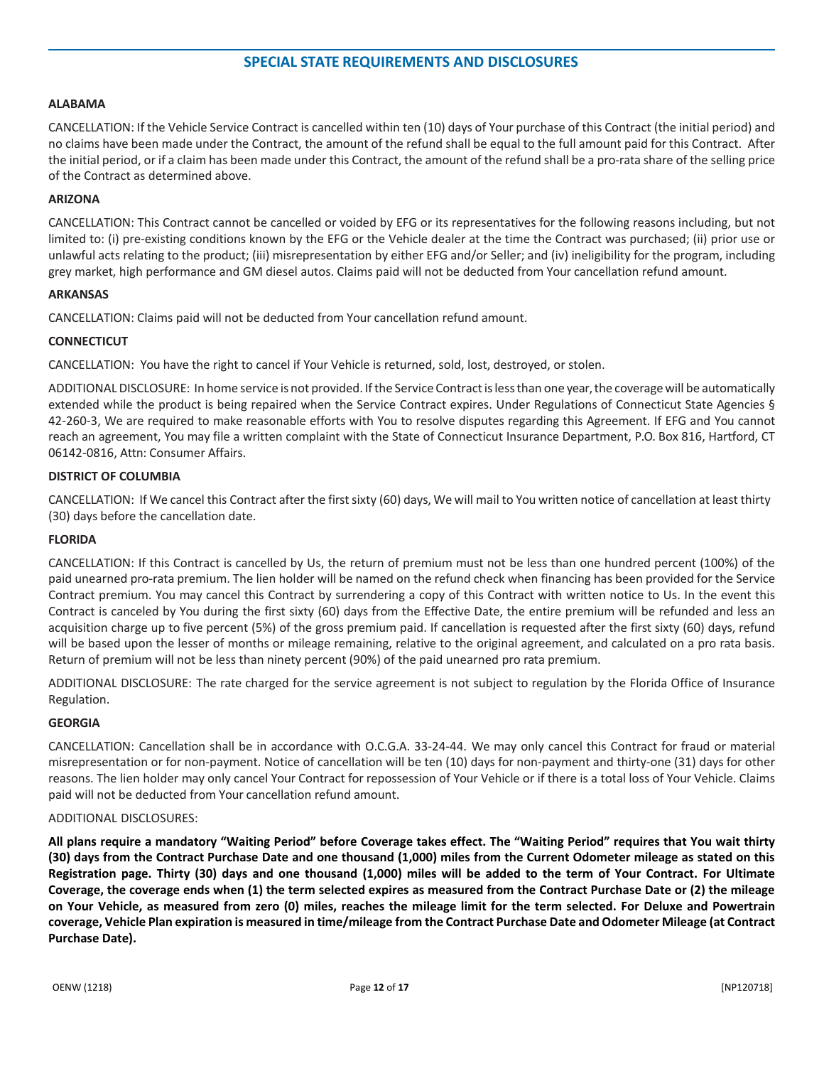## SPECIAL STATE REQUIREMENTS AND DISCLOSURES

### ALABAMA

CANCELLATION: If the Vehicle Service Contract is cancelled within ten (10) days of Your purchase of this Contract (the initial period) and no claims have been made under the Contract, the amount of the refund shall be equal to the full amount paid for this Contract. After the initial period, or if a claim has been made under this Contract, the amount of the refund shall be a pro-rata share of the selling price of the Contract as determined above.

### ARIZONA

CANCELLATION: This Contract cannot be cancelled or voided by EFG or its representatives for the following reasons including, but not limited to: (i) pre-existing conditions known by the EFG or the Vehicle dealer at the time the Contract was purchased; (ii) prior use or unlawful acts relating to the product; (iii) misrepresentation by either EFG and/or Seller; and (iv) ineligibility for the program, including grey market, high performance and GM diesel autos. Claims paid will not be deducted from Your cancellation refund amount.

### ARKANSAS

CANCELLATION: Claims paid will not be deducted from Your cancellation refund amount.

### CONNECTICUT

CANCELLATION: You have the right to cancel if Your Vehicle is returned, sold, lost, destroyed, or stolen.

ADDITIONAL DISCLOSURE: In home service is not provided. If the Service Contract is less than one year, the coverage will be automatically extended while the product is being repaired when the Service Contract expires. Under Regulations of Connecticut State Agencies § 42-260-3, We are required to make reasonable efforts with You to resolve disputes regarding this Agreement. If EFG and You cannot reach an agreement, You may file a written complaint with the State of Connecticut Insurance Department, P.O. Box 816, Hartford, CT 06142-0816, Attn: Consumer Affairs.

### DISTRICT OF COLUMBIA

CANCELLATION: If We cancel this Contract after the first sixty (60) days, We will mail to You written notice of cancellation at least thirty (30) days before the cancellation date.

### FLORIDA

CANCELLATION: If this Contract is cancelled by Us, the return of premium must not be less than one hundred percent (100%) of the paid unearned pro-rata premium. The lien holder will be named on the refund check when financing has been provided for the Service Contract premium. You may cancel this Contract by surrendering a copy of this Contract with written notice to Us. In the event this Contract is canceled by You during the first sixty (60) days from the Effective Date, the entire premium will be refunded and less an acquisition charge up to five percent (5%) of the gross premium paid. If cancellation is requested after the first sixty (60) days, refund will be based upon the lesser of months or mileage remaining, relative to the original agreement, and calculated on a pro rata basis. Return of premium will not be less than ninety percent (90%) of the paid unearned pro rata premium.

ADDITIONAL DISCLOSURE: The rate charged for the service agreement is not subject to regulation by the Florida Office of Insurance Regulation.

### GEORGIA

CANCELLATION: Cancellation shall be in accordance with O.C.G.A. 33-24-44. We may only cancel this Contract for fraud or material misrepresentation or for non-payment. Notice of cancellation will be ten (10) days for non-payment and thirty-one (31) days for other reasons. The lien holder may only cancel Your Contract for repossession of Your Vehicle or if there is a total loss of Your Vehicle. Claims paid will not be deducted from Your cancellation refund amount.

ADDITIONAL DISCLOSURES:

**All plans require a mandatory "Waiting Period" before Coverage takes effect. The "Waiting Period" requires that You wait thirty (30) days from the Contract Purchase Date and one thousand (1,000) miles from the Current Odometer mileage as stated on this Registration page. Thirty (30) days and one thousand (1,000) miles will be added to the term of Your Contract. For Ultimate Coverage, the coverage ends when (1) the term selected expires as measured from the Contract Purchase Date or (2) the mileage on Your Vehicle, as measured from zero (0) miles, reaches the mileage limit for the term selected. For Deluxe and Powertrain coverage, Vehicle Plan expiration is measured in time/mileage from the Contract Purchase Date and Odometer Mileage (at Contract Purchase Date).**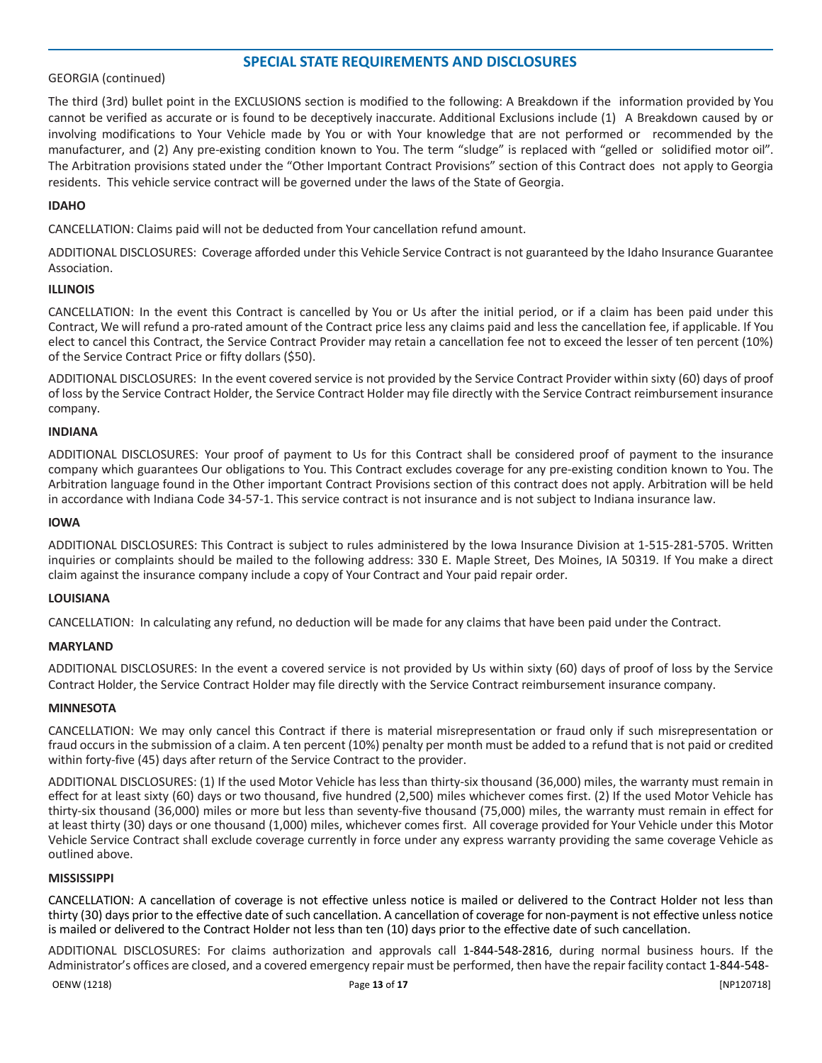## SPECIAL STATE REQUIREMENTS AND DISCLOSURES

GEORGIA (continued)

The third (3rd) bullet point in the EXCLUSIONS section is modified to the following: A Breakdown if the information provided by You cannot be verified as accurate or is found to be deceptively inaccurate. Additional Exclusions include (1) A Breakdown caused by or involving modifications to Your Vehicle made by You or with Your knowledge that are not performed or recommended by the manufacturer, and (2) Any pre-existing condition known to You. The term "sludge" is replaced with "gelled or solidified motor oil". The Arbitration provisions stated under the "Other Important Contract Provisions" section of this Contract does not apply to Georgia residents. This vehicle service contract will be governed under the laws of the State of Georgia.

**IDAHO**

CANCELLATION: Claims paid will not be deducted from Your cancellation refund amount.

ADDITIONAL DISCLOSURES: Coverage afforded under this Vehicle Service Contract is not guaranteed by the Idaho Insurance Guarantee Association.

**ILLINOIS**

CANCELLATION: In the event this Contract is cancelled by You or Us after the initial period, or if a claim has been paid under this Contract, We will refund a pro-rated amount of the Contract price less any claims paid and less the cancellation fee, if applicable. If You elect to cancel this Contract, the Service Contract Provider may retain a cancellation fee not to exceed the lesser of ten percent (10%) of the Service Contract Price or fifty dollars ($50).

ADDITIONAL DISCLOSURES: In the event covered service is not provided by the Service Contract Provider within sixty (60) days of proof of loss by the Service Contract Holder, the Service Contract Holder may file directly with the Service Contract reimbursement insurance company.

**INDIANA**

ADDITIONAL DISCLOSURES: Your proof of payment to Us for this Contract shall be considered proof of payment to the insurance company which guarantees Our obligations to You. This Contract excludes coverage for any pre-existing condition known to You. The Arbitration language found in the Other important Contract Provisions section of this contract does not apply. Arbitration will be held in accordance with Indiana Code 34-57-1. This service contract is not insurance and is not subject to Indiana insurance law.

**IOWA**

ADDITIONAL DISCLOSURES: This Contract is subject to rules administered by the Iowa Insurance Division at 1-515-281-5705. Written inquiries or complaints should be mailed to the following address: 330 E. Maple Street, Des Moines, IA 50319. If You make a direct claim against the insurance company include a copy of Your Contract and Your paid repair order.

**LOUISIANA**

CANCELLATION: In calculating any refund, no deduction will be made for any claims that have been paid under the Contract.

**MARYLAND**

ADDITIONAL DISCLOSURES: In the event a covered service is not provided by Us within sixty (60) days of proof of loss by the Service Contract Holder, the Service Contract Holder may file directly with the Service Contract reimbursement insurance company.

**MINNESOTA**

CANCELLATION: We may only cancel this Contract if there is material misrepresentation or fraud only if such misrepresentation or fraud occurs in the submission of a claim. A ten percent (10%) penalty per month must be added to a refund that is not paid or credited within forty-five (45) days after return of the Service Contract to the provider.

ADDITIONAL DISCLOSURES: (1) If the used Motor Vehicle has less than thirty-six thousand (36,000) miles, the warranty must remain in effect for at least sixty (60) days or two thousand, five hundred (2,500) miles whichever comes first. (2) If the used Motor Vehicle has thirty-six thousand (36,000) miles or more but less than seventy-five thousand (75,000) miles, the warranty must remain in effect for at least thirty (30) days or one thousand (1,000) miles, whichever comes first. All coverage provided for Your Vehicle under this Motor Vehicle Service Contract shall exclude coverage currently in force under any express warranty providing the same coverage Vehicle as outlined above.

**MISSISSIPPI**

CANCELLATION: A cancellation of coverage is not effective unless notice is mailed or delivered to the Contract Holder not less than thirty (30) days prior to the effective date of such cancellation. A cancellation of coverage for non-payment is not effective unless notice is mailed or delivered to the Contract Holder not less than ten (10) days prior to the effective date of such cancellation.

ADDITIONAL DISCLOSURES: For claims authorization and approvals call 1-844-548-2816, during normal business hours. If the Administrator's offices are closed, and a covered emergency repair must be performed, then have the repair facility contact 1-844-548-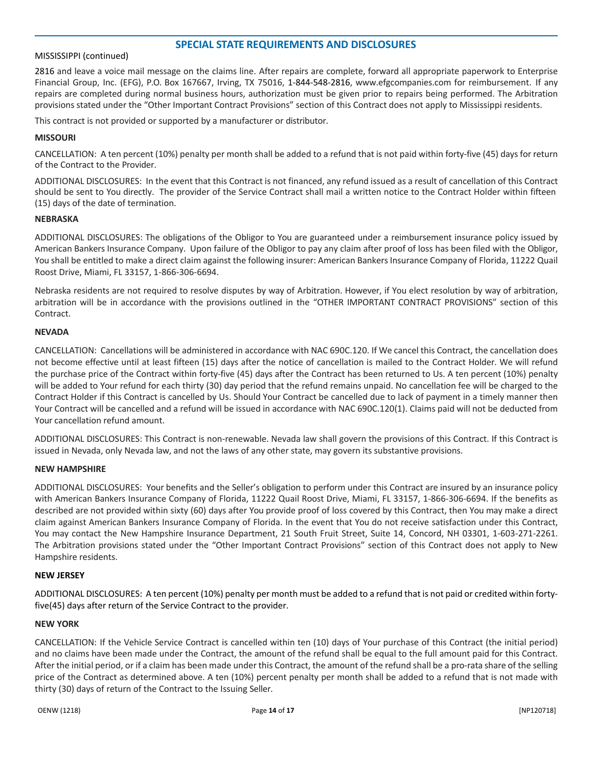## SPECIAL STATE REQUIREMENTS AND DISCLOSURES

MISSISSIPPI (continued)

2816 and leave a voice mail message on the claims line. After repairs are complete, forward all appropriate paperwork to Enterprise Financial Group, Inc. (EFG), P.O. Box 167667, Irving, TX 75016, 1-844-548-2816, www.efgcompanies.com for reimbursement. If any repairs are completed during normal business hours, authorization must be given prior to repairs being performed. The Arbitration provisions stated under the "Other Important Contract Provisions" section of this Contract does not apply to Mississippi residents.

This contract is not provided or supported by a manufacturer or distributor.

**MISSOURI**

CANCELLATION: A ten percent (10%) penalty per month shall be added to a refund that is not paid within forty-five (45) days for return of the Contract to the Provider.

ADDITIONAL DISCLOSURES: In the event that this Contract is not financed, any refund issued as a result of cancellation of this Contract should be sent to You directly. The provider of the Service Contract shall mail a written notice to the Contract Holder within fifteen (15) days of the date of termination.

**NEBRASKA**

ADDITIONAL DISCLOSURES: The obligations of the Obligor to You are guaranteed under a reimbursement insurance policy issued by American Bankers Insurance Company. Upon failure of the Obligor to pay any claim after proof of loss has been filed with the Obligor, You shall be entitled to make a direct claim against the following insurer: American Bankers Insurance Company of Florida, 11222 Quail Roost Drive, Miami, FL 33157, 1-866-306-6694.

Nebraska residents are not required to resolve disputes by way of Arbitration. However, if You elect resolution by way of arbitration, arbitration will be in accordance with the provisions outlined in the "OTHER IMPORTANT CONTRACT PROVISIONS" section of this Contract.

**NEVADA**

CANCELLATION: Cancellations will be administered in accordance with NAC 690C.120. If We cancel this Contract, the cancellation does not become effective until at least fifteen (15) days after the notice of cancellation is mailed to the Contract Holder. We will refund the purchase price of the Contract within forty-five (45) days after the Contract has been returned to Us. A ten percent (10%) penalty will be added to Your refund for each thirty (30) day period that the refund remains unpaid. No cancellation fee will be charged to the Contract Holder if this Contract is cancelled by Us. Should Your Contract be cancelled due to lack of payment in a timely manner then Your Contract will be cancelled and a refund will be issued in accordance with NAC 690C.120(1). Claims paid will not be deducted from Your cancellation refund amount.

ADDITIONAL DISCLOSURES: This Contract is non-renewable. Nevada law shall govern the provisions of this Contract. If this Contract is issued in Nevada, only Nevada law, and not the laws of any other state, may govern its substantive provisions.

**NEW HAMPSHIRE**

ADDITIONAL DISCLOSURES: Your benefits and the Seller's obligation to perform under this Contract are insured by an insurance policy with American Bankers Insurance Company of Florida, 11222 Quail Roost Drive, Miami, FL 33157, 1-866-306-6694. If the benefits as described are not provided within sixty (60) days after You provide proof of loss covered by this Contract, then You may make a direct claim against American Bankers Insurance Company of Florida. In the event that You do not receive satisfaction under this Contract, You may contact the New Hampshire Insurance Department, 21 South Fruit Street, Suite 14, Concord, NH 03301, 1-603-271-2261. The Arbitration provisions stated under the "Other Important Contract Provisions" section of this Contract does not apply to New Hampshire residents.

**NEW JERSEY**

ADDITIONAL DISCLOSURES: A ten percent (10%) penalty per month must be added to a refund that is not paid or credited within forty-five(45) days after return of the Service Contract to the provider.

**NEW YORK**

CANCELLATION: If the Vehicle Service Contract is cancelled within ten (10) days of Your purchase of this Contract (the initial period) and no claims have been made under the Contract, the amount of the refund shall be equal to the full amount paid for this Contract. After the initial period, or if a claim has been made under this Contract, the amount of the refund shall be a pro-rata share of the selling price of the Contract as determined above. A ten (10%) percent penalty per month shall be added to a refund that is not made with thirty (30) days of return of the Contract to the Issuing Seller.

OENW (1218) [NP120718]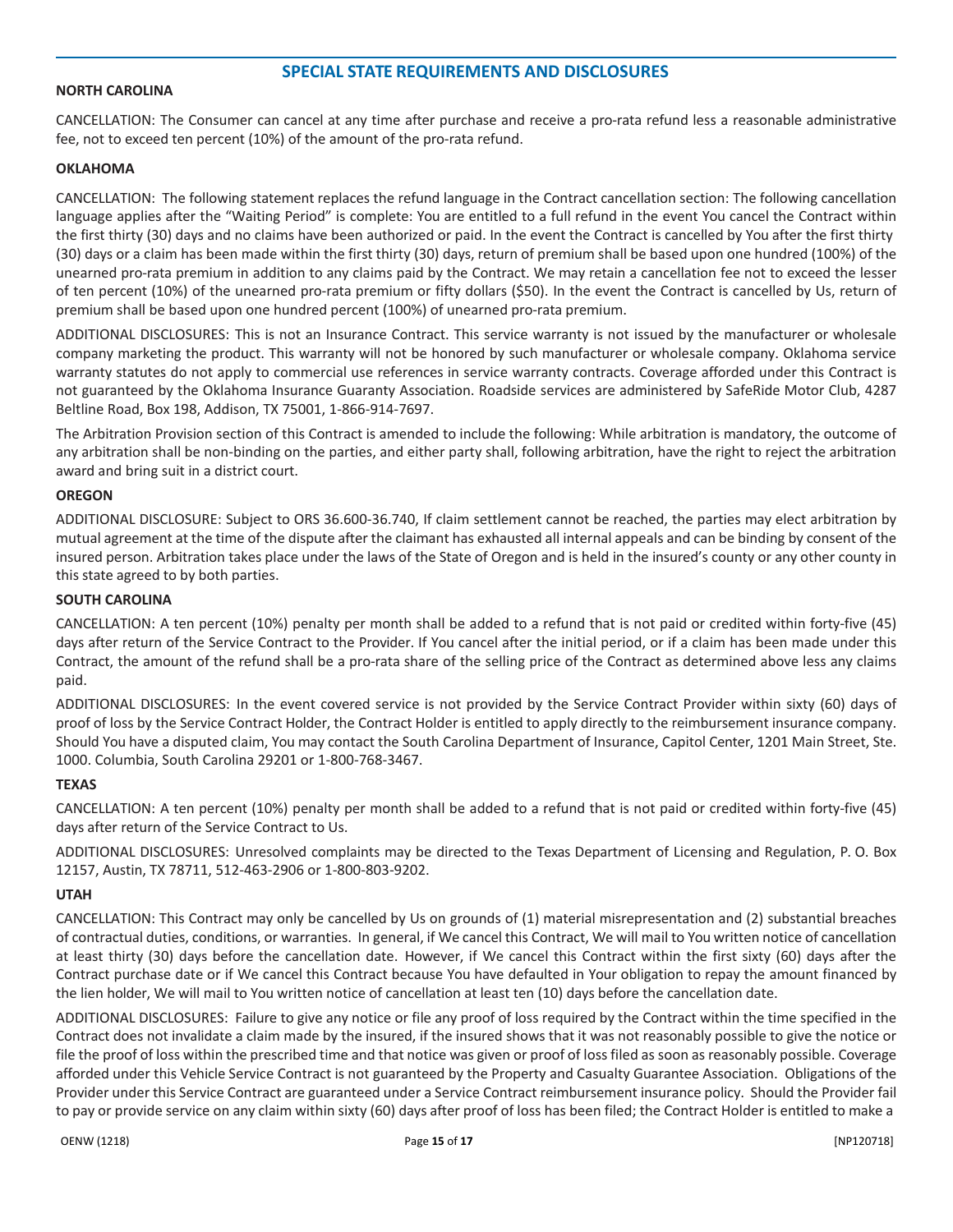## SPECIAL STATE REQUIREMENTS AND DISCLOSURES

### NORTH CAROLINA

CANCELLATION: The Consumer can cancel at any time after purchase and receive a pro-rata refund less a reasonable administrative fee, not to exceed ten percent (10%) of the amount of the pro-rata refund.

### OKLAHOMA

CANCELLATION: The following statement replaces the refund language in the Contract cancellation section: The following cancellation language applies after the "Waiting Period" is complete: You are entitled to a full refund in the event You cancel the Contract within the first thirty (30) days and no claims have been authorized or paid. In the event the Contract is cancelled by You after the first thirty (30) days or a claim has been made within the first thirty (30) days, return of premium shall be based upon one hundred (100%) of the unearned pro-rata premium in addition to any claims paid by the Contract. We may retain a cancellation fee not to exceed the lesser of ten percent (10%) of the unearned pro-rata premium or fifty dollars ($50). In the event the Contract is cancelled by Us, return of premium shall be based upon one hundred percent (100%) of unearned pro-rata premium.

ADDITIONAL DISCLOSURES: This is not an Insurance Contract. This service warranty is not issued by the manufacturer or wholesale company marketing the product. This warranty will not be honored by such manufacturer or wholesale company. Oklahoma service warranty statutes do not apply to commercial use references in service warranty contracts. Coverage afforded under this Contract is not guaranteed by the Oklahoma Insurance Guaranty Association. Roadside services are administered by SafeRide Motor Club, 4287 Beltline Road, Box 198, Addison, TX 75001, 1-866-914-7697.

The Arbitration Provision section of this Contract is amended to include the following: While arbitration is mandatory, the outcome of any arbitration shall be non-binding on the parties, and either party shall, following arbitration, have the right to reject the arbitration award and bring suit in a district court.

### OREGON

ADDITIONAL DISCLOSURE: Subject to ORS 36.600-36.740, If claim settlement cannot be reached, the parties may elect arbitration by mutual agreement at the time of the dispute after the claimant has exhausted all internal appeals and can be binding by consent of the insured person. Arbitration takes place under the laws of the State of Oregon and is held in the insured's county or any other county in this state agreed to by both parties.

### SOUTH CAROLINA

CANCELLATION: A ten percent (10%) penalty per month shall be added to a refund that is not paid or credited within forty-five (45) days after return of the Service Contract to the Provider. If You cancel after the initial period, or if a claim has been made under this Contract, the amount of the refund shall be a pro-rata share of the selling price of the Contract as determined above less any claims paid.

ADDITIONAL DISCLOSURES: In the event covered service is not provided by the Service Contract Provider within sixty (60) days of proof of loss by the Service Contract Holder, the Contract Holder is entitled to apply directly to the reimbursement insurance company. Should You have a disputed claim, You may contact the South Carolina Department of Insurance, Capitol Center, 1201 Main Street, Ste. 1000. Columbia, South Carolina 29201 or 1-800-768-3467.

### TEXAS

CANCELLATION: A ten percent (10%) penalty per month shall be added to a refund that is not paid or credited within forty-five (45) days after return of the Service Contract to Us.

ADDITIONAL DISCLOSURES: Unresolved complaints may be directed to the Texas Department of Licensing and Regulation, P. O. Box 12157, Austin, TX 78711, 512-463-2906 or 1-800-803-9202.

### UTAH

CANCELLATION: This Contract may only be cancelled by Us on grounds of (1) material misrepresentation and (2) substantial breaches of contractual duties, conditions, or warranties. In general, if We cancel this Contract, We will mail to You written notice of cancellation at least thirty (30) days before the cancellation date. However, if We cancel this Contract within the first sixty (60) days after the Contract purchase date or if We cancel this Contract because You have defaulted in Your obligation to repay the amount financed by the lien holder, We will mail to You written notice of cancellation at least ten (10) days before the cancellation date.

ADDITIONAL DISCLOSURES: Failure to give any notice or file any proof of loss required by the Contract within the time specified in the Contract does not invalidate a claim made by the insured, if the insured shows that it was not reasonably possible to give the notice or file the proof of loss within the prescribed time and that notice was given or proof of loss filed as soon as reasonably possible. Coverage afforded under this Vehicle Service Contract is not guaranteed by the Property and Casualty Guarantee Association. Obligations of the Provider under this Service Contract are guaranteed under a Service Contract reimbursement insurance policy. Should the Provider fail to pay or provide service on any claim within sixty (60) days after proof of loss has been filed; the Contract Holder is entitled to make a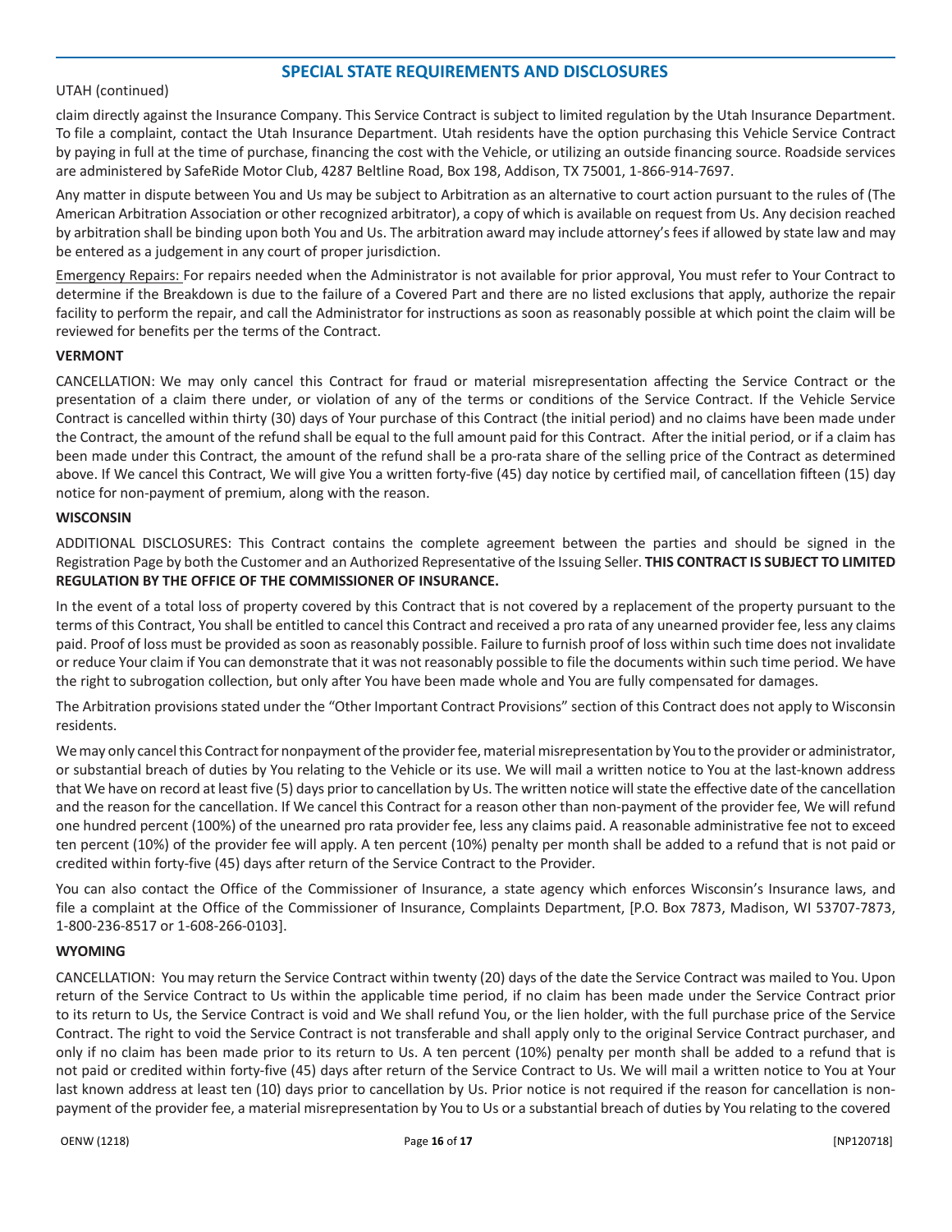## SPECIAL STATE REQUIREMENTS AND DISCLOSURES

UTAH (continued)

claim directly against the Insurance Company. This Service Contract is subject to limited regulation by the Utah Insurance Department. To file a complaint, contact the Utah Insurance Department. Utah residents have the option purchasing this Vehicle Service Contract by paying in full at the time of purchase, financing the cost with the Vehicle, or utilizing an outside financing source. Roadside services are administered by SafeRide Motor Club, 4287 Beltline Road, Box 198, Addison, TX 75001, 1-866-914-7697.

Any matter in dispute between You and Us may be subject to Arbitration as an alternative to court action pursuant to the rules of (The American Arbitration Association or other recognized arbitrator), a copy of which is available on request from Us. Any decision reached by arbitration shall be binding upon both You and Us. The arbitration award may include attorney's fees if allowed by state law and may be entered as a judgement in any court of proper jurisdiction.

Emergency Repairs: For repairs needed when the Administrator is not available for prior approval, You must refer to Your Contract to determine if the Breakdown is due to the failure of a Covered Part and there are no listed exclusions that apply, authorize the repair facility to perform the repair, and call the Administrator for instructions as soon as reasonably possible at which point the claim will be reviewed for benefits per the terms of the Contract.

**VERMONT**

CANCELLATION: We may only cancel this Contract for fraud or material misrepresentation affecting the Service Contract or the presentation of a claim there under, or violation of any of the terms or conditions of the Service Contract. If the Vehicle Service Contract is cancelled within thirty (30) days of Your purchase of this Contract (the initial period) and no claims have been made under the Contract, the amount of the refund shall be equal to the full amount paid for this Contract. After the initial period, or if a claim has been made under this Contract, the amount of the refund shall be a pro-rata share of the selling price of the Contract as determined above. If We cancel this Contract, We will give You a written forty-five (45) day notice by certified mail, of cancellation fifteen (15) day notice for non-payment of premium, along with the reason.

**WISCONSIN**

ADDITIONAL DISCLOSURES: This Contract contains the complete agreement between the parties and should be signed in the Registration Page by both the Customer and an Authorized Representative of the Issuing Seller. **THIS CONTRACT IS SUBJECT TO LIMITED REGULATION BY THE OFFICE OF THE COMMISSIONER OF INSURANCE.**

In the event of a total loss of property covered by this Contract that is not covered by a replacement of the property pursuant to the terms of this Contract, You shall be entitled to cancel this Contract and received a pro rata of any unearned provider fee, less any claims paid. Proof of loss must be provided as soon as reasonably possible. Failure to furnish proof of loss within such time does not invalidate or reduce Your claim if You can demonstrate that it was not reasonably possible to file the documents within such time period. We have the right to subrogation collection, but only after You have been made whole and You are fully compensated for damages.

The Arbitration provisions stated under the "Other Important Contract Provisions" section of this Contract does not apply to Wisconsin residents.

We may only cancel this Contract for nonpayment of the provider fee, material misrepresentation by You to the provider or administrator, or substantial breach of duties by You relating to the Vehicle or its use. We will mail a written notice to You at the last-known address that We have on record at least five (5) days prior to cancellation by Us. The written notice will state the effective date of the cancellation and the reason for the cancellation. If We cancel this Contract for a reason other than non-payment of the provider fee, We will refund one hundred percent (100%) of the unearned pro rata provider fee, less any claims paid. A reasonable administrative fee not to exceed ten percent (10%) of the provider fee will apply. A ten percent (10%) penalty per month shall be added to a refund that is not paid or credited within forty-five (45) days after return of the Service Contract to the Provider.

You can also contact the Office of the Commissioner of Insurance, a state agency which enforces Wisconsin's Insurance laws, and file a complaint at the Office of the Commissioner of Insurance, Complaints Department, [P.O. Box 7873, Madison, WI 53707-7873, 1-800-236-8517 or 1-608-266-0103].

**WYOMING**

CANCELLATION: You may return the Service Contract within twenty (20) days of the date the Service Contract was mailed to You. Upon return of the Service Contract to Us within the applicable time period, if no claim has been made under the Service Contract prior to its return to Us, the Service Contract is void and We shall refund You, or the lien holder, with the full purchase price of the Service Contract. The right to void the Service Contract is not transferable and shall apply only to the original Service Contract purchaser, and only if no claim has been made prior to its return to Us. A ten percent (10%) penalty per month shall be added to a refund that is not paid or credited within forty-five (45) days after return of the Service Contract to Us. We will mail a written notice to You at Your last known address at least ten (10) days prior to cancellation by Us. Prior notice is not required if the reason for cancellation is non-payment of the provider fee, a material misrepresentation by You to Us or a substantial breach of duties by You relating to the covered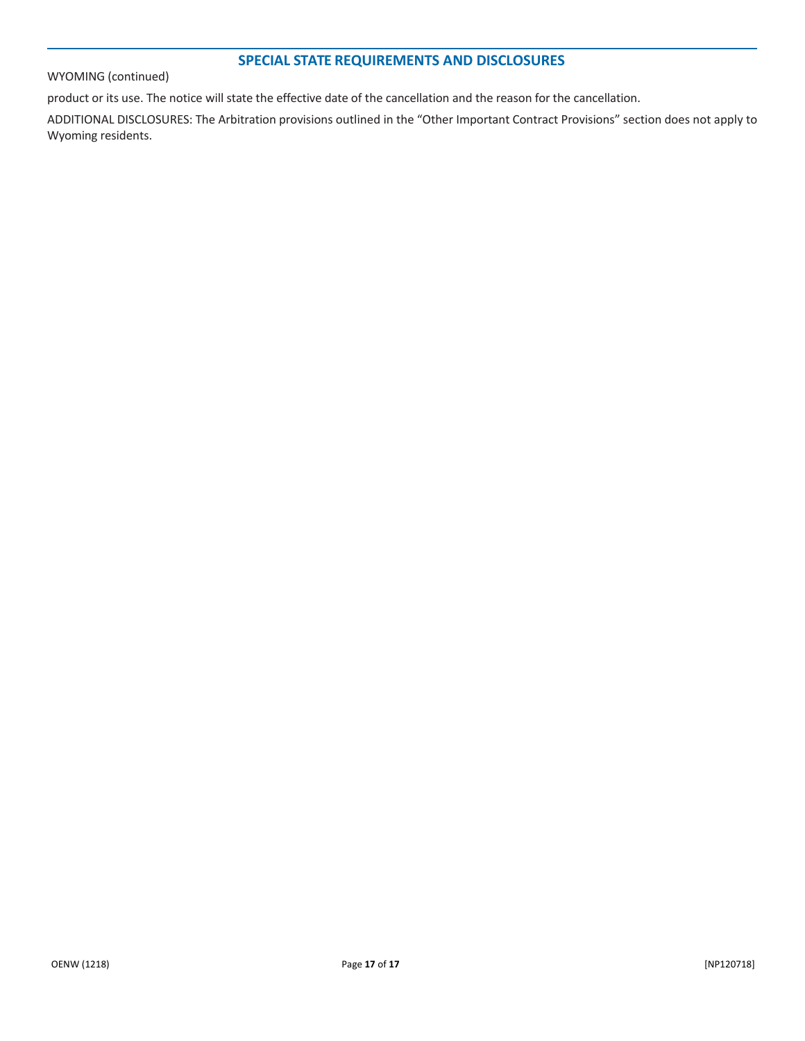## SPECIAL STATE REQUIREMENTS AND DISCLOSURES

WYOMING (continued)

product or its use. The notice will state the effective date of the cancellation and the reason for the cancellation.

ADDITIONAL DISCLOSURES: The Arbitration provisions outlined in the “Other Important Contract Provisions” section does not apply to Wyoming residents.